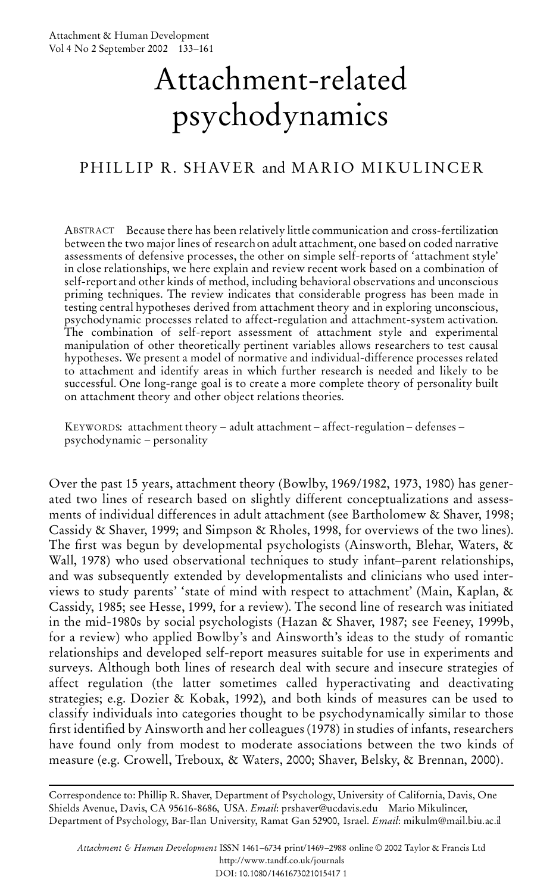# Attachment-related psychodynamics

PHILLIP R. SHAVER and MARIO MIKULINCER

ABSTRACT Because there has been relatively little communication and cross-fertilization between the two major lines of research on adult attachment, one based on coded narrative assessments of defensive processes, the other on simple self-reports of 'attachment style' in close relationships, we here explain and review recent work based on a combination of self-report and other kinds of method, including behavioral observations and unconscious priming techniques. The review indicates that considerable progress has been made in testing central hypotheses derived from attachment theory and in exploring unconscious, psychodynamic processes related to affect-regulation and attachment-system activation. The combination of self-report assessment of attachment style and experimental manipulation of other theoretically pertinent variables allows researchers to test causal hypotheses. We present a model of normative and individual-difference processes related to attachment and identify areas in which further research is needed and likely to be successful. One long-range goal is to create a more complete theory of personality built on attachment theory and other object relations theories.

KEYWORDS: attachment theory – adult attachment – affect-regulation – defenses – psychodynamic – personality

Over the past 15 years, attachment theory (Bowlby, 1969/1982, 1973, 1980) has generated two lines of research based on slightly different conceptualizations and assessments of individual differences in adult attachment (see Bartholomew & Shaver, 1998; Cassidy & Shaver, 1999; and Simpson & Rholes, 1998, for overviews of the two lines). The first was begun by developmental psychologists (Ainsworth, Blehar, Waters, & Wall, 1978) who used observational techniques to study infant–parent relationships, and was subsequently extended by developmentalists and clinicians who used interviews to study parents' 'state of mind with respect to attachment' (Main, Kaplan, & Cassidy, 1985; see Hesse, 1999, for a review). The second line of research was initiated in the mid-1980s by social psychologists (Hazan & Shaver, 1987; see Feeney, 1999b, for a review) who applied Bowlby's and Ainsworth's ideas to the study of romantic relationships and developed self-report measures suitable for use in experiments and surveys. Although both lines of research deal with secure and insecure strategies of affect regulation (the latter sometimes called hyperactivating and deactivating strategies; e.g. Dozier & Kobak, 1992), and both kinds of measures can be used to classify individuals into categories thought to be psychodynamically similar to those first identified by Ainsworth and her colleagues (1978) in studies of infants, researchers have found only from modest to moderate associations between the two kinds of measure (e.g. Crowell, Treboux, & Waters, 2000; Shaver, Belsky, & Brennan, 2000).

Correspondence to: Phillip R. Shaver, Department of Psychology, University of California, Davis, One Shields Avenue, Davis, CA 95616-8686, USA. *Email*: prshaver@ucdavis.edu Mario Mikulincer, Department of Psychology, Bar-Ilan University, Ramat Gan 52900, Israel. *Email*: mikulm@mail.biu.ac.il

*Attachment & Human Development* ISSN 1461-6734 print/1469-2988 online © 2002 Taylor & Francis Ltd
http://www.tandf.co.uk/journals
DOI: 10.1080/1461673021015417 1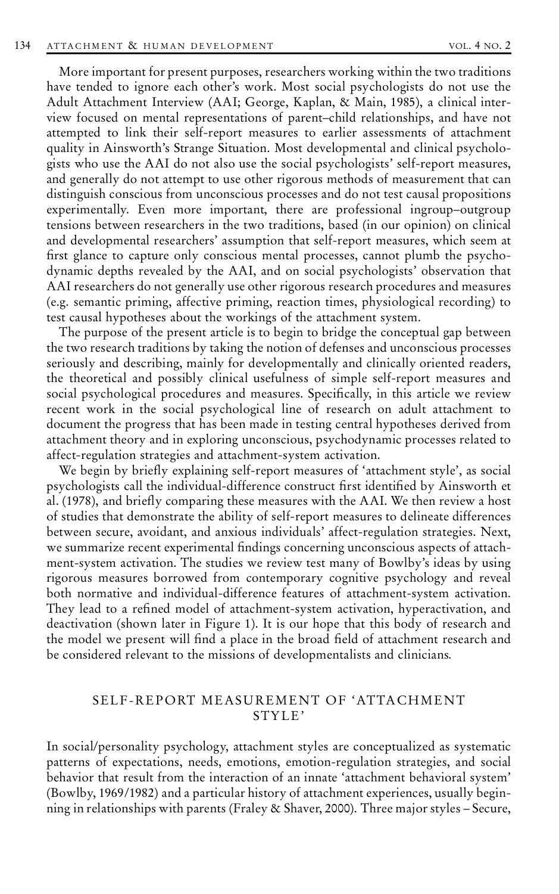More important for present purposes, researchers working within the two traditions have tended to ignore each other's work. Most social psychologists do not use the Adult Attachment Interview (AAI; George, Kaplan, & Main, 1985), a clinical interview focused on mental representations of parent–child relationships, and have not attempted to link their self-report measures to earlier assessments of attachment quality in Ainsworth's Strange Situation. Most developmental and clinical psychologists who use the AAI do not also use the social psychologists' self-report measures, and generally do not attempt to use other rigorous methods of measurement that can distinguish conscious from unconscious processes and do not test causal propositions experimentally. Even more important, there are professional ingroup–outgroup tensions between researchers in the two traditions, based (in our opinion) on clinical and developmental researchers' assumption that self-report measures, which seem at first glance to capture only conscious mental processes, cannot plumb the psychodynamic depths revealed by the AAI, and on social psychologists' observation that AAI researchers do not generally use other rigorous research procedures and measures (e.g. semantic priming, affective priming, reaction times, physiological recording) to test causal hypotheses about the workings of the attachment system.

The purpose of the present article is to begin to bridge the conceptual gap between the two research traditions by taking the notion of defenses and unconscious processes seriously and describing, mainly for developmentally and clinically oriented readers, the theoretical and possibly clinical usefulness of simple self-report measures and social psychological procedures and measures. Specifically, in this article we review recent work in the social psychological line of research on adult attachment to document the progress that has been made in testing central hypotheses derived from attachment theory and in exploring unconscious, psychodynamic processes related to affect-regulation strategies and attachment-system activation.

We begin by briefly explaining self-report measures of 'attachment style', as social psychologists call the individual-difference construct first identified by Ainsworth et al. (1978), and briefly comparing these measures with the AAI. We then review a host of studies that demonstrate the ability of self-report measures to delineate differences between secure, avoidant, and anxious individuals' affect-regulation strategies. Next, we summarize recent experimental findings concerning unconscious aspects of attachment-system activation. The studies we review test many of Bowlby's ideas by using rigorous measures borrowed from contemporary cognitive psychology and reveal both normative and individual-difference features of attachment-system activation. They lead to a refined model of attachment-system activation, hyperactivation, and deactivation (shown later in Figure 1). It is our hope that this body of research and the model we present will find a place in the broad field of attachment research and be considered relevant to the missions of developmentalists and clinicians.

## SELF-REPORT MEASUREMENT OF 'ATTACHMENT STYLE'

In social/personality psychology, attachment styles are conceptualized as systematic patterns of expectations, needs, emotions, emotion-regulation strategies, and social behavior that result from the interaction of an innate 'attachment behavioral system' (Bowlby, 1969/1982) and a particular history of attachment experiences, usually beginning in relationships with parents (Fraley & Shaver, 2000). Three major styles – Secure,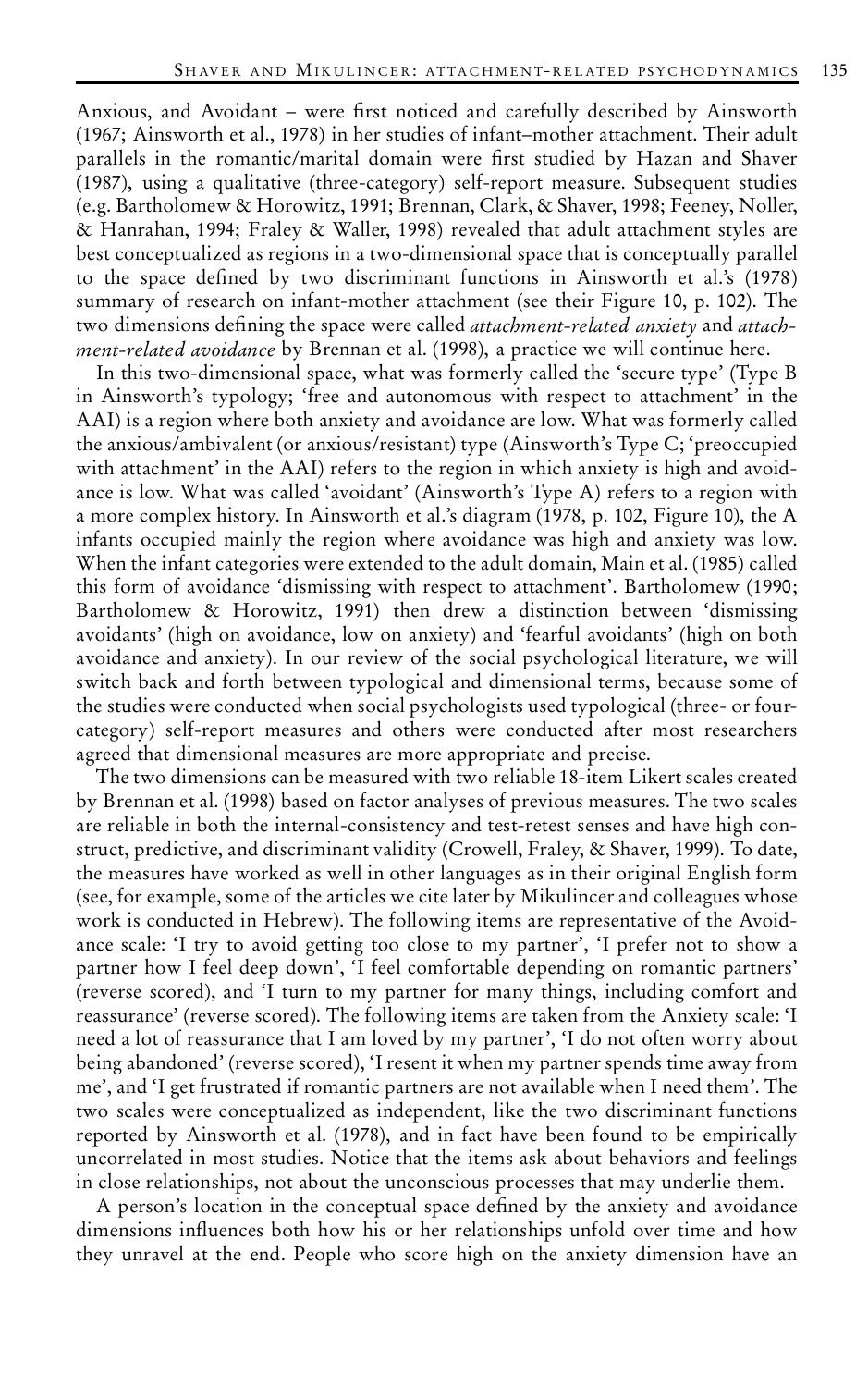Anxious, and Avoidant – were first noticed and carefully described by Ainsworth (1967; Ainsworth et al., 1978) in her studies of infant–mother attachment. Their adult parallels in the romantic/marital domain were first studied by Hazan and Shaver (1987), using a qualitative (three-category) self-report measure. Subsequent studies (e.g. Bartholomew & Horowitz, 1991; Brennan, Clark, & Shaver, 1998; Feeney, Noller, & Hanrahan, 1994; Fraley & Waller, 1998) revealed that adult attachment styles are best conceptualized as regions in a two-dimensional space that is conceptually parallel to the space defined by two discriminant functions in Ainsworth et al.'s (1978) summary of research on infant-mother attachment (see their Figure 10, p. 102). The two dimensions defining the space were called *attachment-related anxiety* and *attachment-related avoidance* by Brennan et al. (1998), a practice we will continue here.

In this two-dimensional space, what was formerly called the 'secure type' (Type B in Ainsworth's typology; 'free and autonomous with respect to attachment' in the AAI) is a region where both anxiety and avoidance are low. What was formerly called the anxious/ambivalent (or anxious/resistant) type (Ainsworth's Type C; 'preoccupied with attachment' in the AAI) refers to the region in which anxiety is high and avoidance is low. What was called 'avoidant' (Ainsworth's Type A) refers to a region with a more complex history. In Ainsworth et al.'s diagram (1978, p. 102, Figure 10), the A infants occupied mainly the region where avoidance was high and anxiety was low. When the infant categories were extended to the adult domain, Main et al. (1985) called this form of avoidance 'dismissing with respect to attachment'. Bartholomew (1990; Bartholomew & Horowitz, 1991) then drew a distinction between 'dismissing avoidants' (high on avoidance, low on anxiety) and 'fearful avoidants' (high on both avoidance and anxiety). In our review of the social psychological literature, we will switch back and forth between typological and dimensional terms, because some of the studies were conducted when social psychologists used typological (three- or four-category) self-report measures and others were conducted after most researchers agreed that dimensional measures are more appropriate and precise.

The two dimensions can be measured with two reliable 18-item Likert scales created by Brennan et al. (1998) based on factor analyses of previous measures. The two scales are reliable in both the internal-consistency and test-retest senses and have high construct, predictive, and discriminant validity (Crowell, Fraley, & Shaver, 1999). To date, the measures have worked as well in other languages as in their original English form (see, for example, some of the articles we cite later by Mikulincer and colleagues whose work is conducted in Hebrew). The following items are representative of the Avoidance scale: 'I try to avoid getting too close to my partner', 'I prefer not to show a partner how I feel deep down', 'I feel comfortable depending on romantic partners' (reverse scored), and 'I turn to my partner for many things, including comfort and reassurance' (reverse scored). The following items are taken from the Anxiety scale: 'I need a lot of reassurance that I am loved by my partner', 'I do not often worry about being abandoned' (reverse scored), 'I resent it when my partner spends time away from me', and 'I get frustrated if romantic partners are not available when I need them'. The two scales were conceptualized as independent, like the two discriminant functions reported by Ainsworth et al. (1978), and in fact have been found to be empirically uncorrelated in most studies. Notice that the items ask about behaviors and feelings in close relationships, not about the unconscious processes that may underlie them.

A person's location in the conceptual space defined by the anxiety and avoidance dimensions influences both how his or her relationships unfold over time and how they unravel at the end. People who score high on the anxiety dimension have an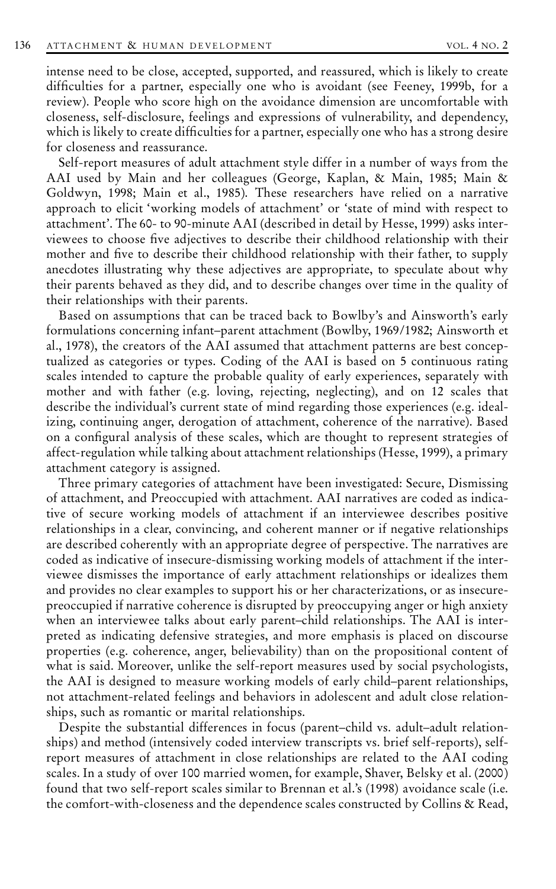intense need to be close, accepted, supported, and reassured, which is likely to create difficulties for a partner, especially one who is avoidant (see Feeney, 1999b, for a review). People who score high on the avoidance dimension are uncomfortable with closeness, self-disclosure, feelings and expressions of vulnerability, and dependency, which is likely to create difficulties for a partner, especially one who has a strong desire for closeness and reassurance.

Self-report measures of adult attachment style differ in a number of ways from the AAI used by Main and her colleagues (George, Kaplan, & Main, 1985; Main & Goldwyn, 1998; Main et al., 1985). These researchers have relied on a narrative approach to elicit 'working models of attachment' or 'state of mind with respect to attachment'. The 60- to 90-minute AAI (described in detail by Hesse, 1999) asks interviewees to choose five adjectives to describe their childhood relationship with their mother and five to describe their childhood relationship with their father, to supply anecdotes illustrating why these adjectives are appropriate, to speculate about why their parents behaved as they did, and to describe changes over time in the quality of their relationships with their parents.

Based on assumptions that can be traced back to Bowlby's and Ainsworth's early formulations concerning infant–parent attachment (Bowlby, 1969/1982; Ainsworth et al., 1978), the creators of the AAI assumed that attachment patterns are best conceptualized as categories or types. Coding of the AAI is based on 5 continuous rating scales intended to capture the probable quality of early experiences, separately with mother and with father (e.g. loving, rejecting, neglecting), and on 12 scales that describe the individual's current state of mind regarding those experiences (e.g. idealizing, continuing anger, derogation of attachment, coherence of the narrative). Based on a configural analysis of these scales, which are thought to represent strategies of affect-regulation while talking about attachment relationships (Hesse, 1999), a primary attachment category is assigned.

Three primary categories of attachment have been investigated: Secure, Dismissing of attachment, and Preoccupied with attachment. AAI narratives are coded as indicative of secure working models of attachment if an interviewee describes positive relationships in a clear, convincing, and coherent manner or if negative relationships are described coherently with an appropriate degree of perspective. The narratives are coded as indicative of insecure-dismissing working models of attachment if the interviewee dismisses the importance of early attachment relationships or idealizes them and provides no clear examples to support his or her characterizations, or as insecure-preoccupied if narrative coherence is disrupted by preoccupying anger or high anxiety when an interviewee talks about early parent–child relationships. The AAI is interpreted as indicating defensive strategies, and more emphasis is placed on discourse properties (e.g. coherence, anger, believability) than on the propositional content of what is said. Moreover, unlike the self-report measures used by social psychologists, the AAI is designed to measure working models of early child–parent relationships, not attachment-related feelings and behaviors in adolescent and adult close relationships, such as romantic or marital relationships.

Despite the substantial differences in focus (parent–child vs. adult–adult relationships) and method (intensively coded interview transcripts vs. brief self-reports), self-report measures of attachment in close relationships are related to the AAI coding scales. In a study of over 100 married women, for example, Shaver, Belsky et al. (2000) found that two self-report scales similar to Brennan et al.'s (1998) avoidance scale (i.e. the comfort-with-closeness and the dependence scales constructed by Collins & Read,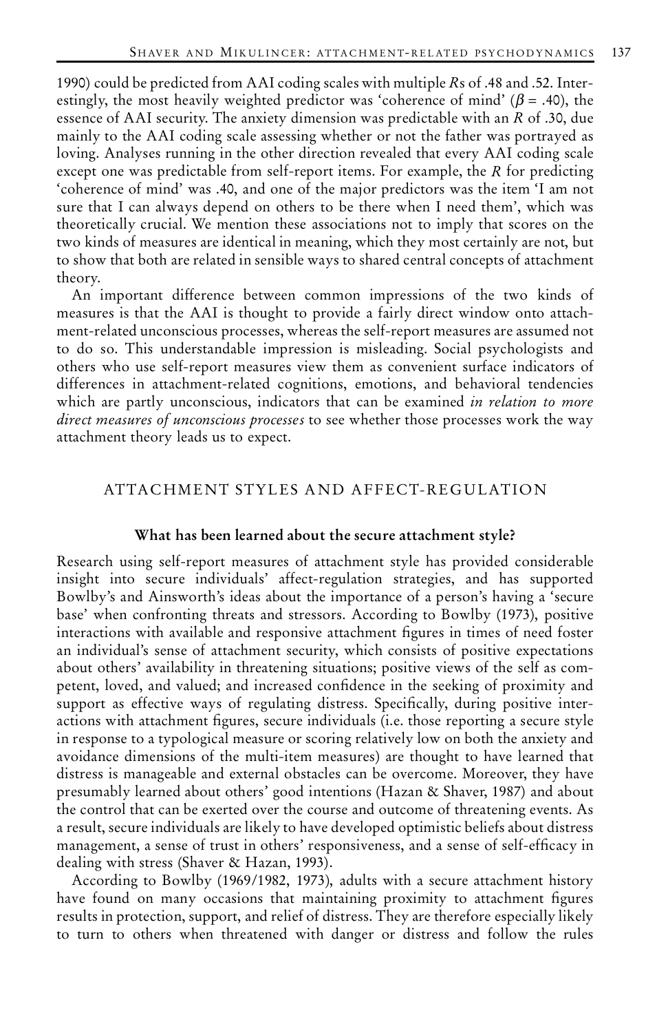1990) could be predicted from AAI coding scales with multiple *R*s of .48 and .52. Interestingly, the most heavily weighted predictor was 'coherence of mind' ($\beta = .40$), the essence of AAI security. The anxiety dimension was predictable with an *R* of .30, due mainly to the AAI coding scale assessing whether or not the father was portrayed as loving. Analyses running in the other direction revealed that every AAI coding scale except one was predictable from self-report items. For example, the *R* for predicting 'coherence of mind' was .40, and one of the major predictors was the item 'I am not sure that I can always depend on others to be there when I need them', which was theoretically crucial. We mention these associations not to imply that scores on the two kinds of measures are identical in meaning, which they most certainly are not, but to show that both are related in sensible ways to shared central concepts of attachment theory.

An important difference between common impressions of the two kinds of measures is that the AAI is thought to provide a fairly direct window onto attachment-related unconscious processes, whereas the self-report measures are assumed not to do so. This understandable impression is misleading. Social psychologists and others who use self-report measures view them as convenient surface indicators of differences in attachment-related cognitions, emotions, and behavioral tendencies which are partly unconscious, indicators that can be examined *in relation to more direct measures of unconscious processes* to see whether those processes work the way attachment theory leads us to expect.

## ATTACHMENT STYLES AND AFFECT-REGULATION

### What has been learned about the secure attachment style?

Research using self-report measures of attachment style has provided considerable insight into secure individuals' affect-regulation strategies, and has supported Bowlby's and Ainsworth's ideas about the importance of a person's having a 'secure base' when confronting threats and stressors. According to Bowlby (1973), positive interactions with available and responsive attachment figures in times of need foster an individual's sense of attachment security, which consists of positive expectations about others' availability in threatening situations; positive views of the self as competent, loved, and valued; and increased confidence in the seeking of proximity and support as effective ways of regulating distress. Specifically, during positive interactions with attachment figures, secure individuals (i.e. those reporting a secure style in response to a typological measure or scoring relatively low on both the anxiety and avoidance dimensions of the multi-item measures) are thought to have learned that distress is manageable and external obstacles can be overcome. Moreover, they have presumably learned about others' good intentions (Hazan & Shaver, 1987) and about the control that can be exerted over the course and outcome of threatening events. As a result, secure individuals are likely to have developed optimistic beliefs about distress management, a sense of trust in others' responsiveness, and a sense of self-efficacy in dealing with stress (Shaver & Hazan, 1993).

According to Bowlby (1969/1982, 1973), adults with a secure attachment history have found on many occasions that maintaining proximity to attachment figures results in protection, support, and relief of distress. They are therefore especially likely to turn to others when threatened with danger or distress and follow the rules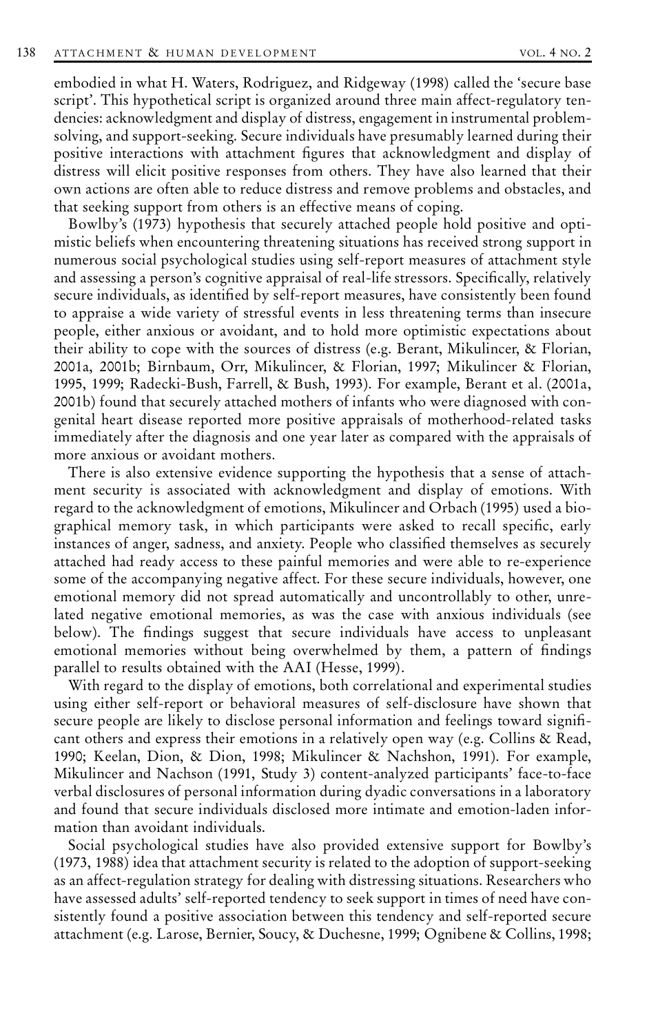embodied in what H. Waters, Rodriguez, and Ridgeway (1998) called the 'secure base script'. This hypothetical script is organized around three main affect-regulatory tendencies: acknowledgment and display of distress, engagement in instrumental problem-solving, and support-seeking. Secure individuals have presumably learned during their positive interactions with attachment figures that acknowledgment and display of distress will elicit positive responses from others. They have also learned that their own actions are often able to reduce distress and remove problems and obstacles, and that seeking support from others is an effective means of coping.

Bowlby's (1973) hypothesis that securely attached people hold positive and optimistic beliefs when encountering threatening situations has received strong support in numerous social psychological studies using self-report measures of attachment style and assessing a person's cognitive appraisal of real-life stressors. Specifically, relatively secure individuals, as identified by self-report measures, have consistently been found to appraise a wide variety of stressful events in less threatening terms than insecure people, either anxious or avoidant, and to hold more optimistic expectations about their ability to cope with the sources of distress (e.g. Berant, Mikulincer, & Florian, 2001a, 2001b; Birnbaum, Orr, Mikulincer, & Florian, 1997; Mikulincer & Florian, 1995, 1999; Radecki-Bush, Farrell, & Bush, 1993). For example, Berant et al. (2001a, 2001b) found that securely attached mothers of infants who were diagnosed with congenital heart disease reported more positive appraisals of motherhood-related tasks immediately after the diagnosis and one year later as compared with the appraisals of more anxious or avoidant mothers.

There is also extensive evidence supporting the hypothesis that a sense of attachment security is associated with acknowledgment and display of emotions. With regard to the acknowledgment of emotions, Mikulincer and Orbach (1995) used a biographical memory task, in which participants were asked to recall specific, early instances of anger, sadness, and anxiety. People who classified themselves as securely attached had ready access to these painful memories and were able to re-experience some of the accompanying negative affect. For these secure individuals, however, one emotional memory did not spread automatically and uncontrollably to other, unrelated negative emotional memories, as was the case with anxious individuals (see below). The findings suggest that secure individuals have access to unpleasant emotional memories without being overwhelmed by them, a pattern of findings parallel to results obtained with the AAI (Hesse, 1999).

With regard to the display of emotions, both correlational and experimental studies using either self-report or behavioral measures of self-disclosure have shown that secure people are likely to disclose personal information and feelings toward significant others and express their emotions in a relatively open way (e.g. Collins & Read, 1990; Keelan, Dion, & Dion, 1998; Mikulincer & Nachshon, 1991). For example, Mikulincer and Nachson (1991, Study 3) content-analyzed participants' face-to-face verbal disclosures of personal information during dyadic conversations in a laboratory and found that secure individuals disclosed more intimate and emotion-laden information than avoidant individuals.

Social psychological studies have also provided extensive support for Bowlby's (1973, 1988) idea that attachment security is related to the adoption of support-seeking as an affect-regulation strategy for dealing with distressing situations. Researchers who have assessed adults' self-reported tendency to seek support in times of need have consistently found a positive association between this tendency and self-reported secure attachment (e.g. Larose, Bernier, Soucy, & Duchesne, 1999; Ognibene & Collins, 1998;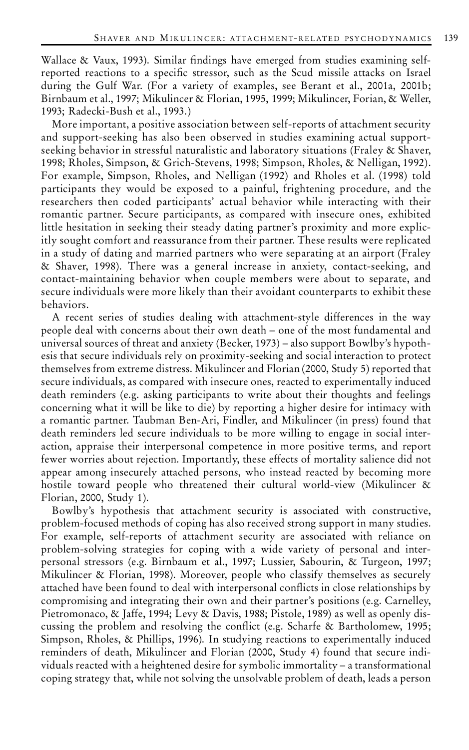Wallace & Vaux, 1993). Similar findings have emerged from studies examining self-reported reactions to a specific stressor, such as the Scud missile attacks on Israel during the Gulf War. (For a variety of examples, see Berant et al., 2001a, 2001b; Birnbaum et al., 1997; Mikulincer & Florian, 1995, 1999; Mikulincer, Forian, & Weller, 1993; Radecki-Bush et al., 1993.)

More important, a positive association between self-reports of attachment security and support-seeking has also been observed in studies examining actual support-seeking behavior in stressful naturalistic and laboratory situations (Fraley & Shaver, 1998; Rholes, Simpson, & Grich-Stevens, 1998; Simpson, Rholes, & Nelligan, 1992). For example, Simpson, Rholes, and Nelligan (1992) and Rholes et al. (1998) told participants they would be exposed to a painful, frightening procedure, and the researchers then coded participants' actual behavior while interacting with their romantic partner. Secure participants, as compared with insecure ones, exhibited little hesitation in seeking their steady dating partner's proximity and more explicitly sought comfort and reassurance from their partner. These results were replicated in a study of dating and married partners who were separating at an airport (Fraley & Shaver, 1998). There was a general increase in anxiety, contact-seeking, and contact-maintaining behavior when couple members were about to separate, and secure individuals were more likely than their avoidant counterparts to exhibit these behaviors.

A recent series of studies dealing with attachment-style differences in the way people deal with concerns about their own death – one of the most fundamental and universal sources of threat and anxiety (Becker, 1973) – also support Bowlby's hypothesis that secure individuals rely on proximity-seeking and social interaction to protect themselves from extreme distress. Mikulincer and Florian (2000, Study 5) reported that secure individuals, as compared with insecure ones, reacted to experimentally induced death reminders (e.g. asking participants to write about their thoughts and feelings concerning what it will be like to die) by reporting a higher desire for intimacy with a romantic partner. Taubman Ben-Ari, Findler, and Mikulincer (in press) found that death reminders led secure individuals to be more willing to engage in social interaction, appraise their interpersonal competence in more positive terms, and report fewer worries about rejection. Importantly, these effects of mortality salience did not appear among insecurely attached persons, who instead reacted by becoming more hostile toward people who threatened their cultural world-view (Mikulincer & Florian, 2000, Study 1).

Bowlby's hypothesis that attachment security is associated with constructive, problem-focused methods of coping has also received strong support in many studies. For example, self-reports of attachment security are associated with reliance on problem-solving strategies for coping with a wide variety of personal and interpersonal stressors (e.g. Birnbaum et al., 1997; Lussier, Sabourin, & Turgeon, 1997; Mikulincer & Florian, 1998). Moreover, people who classify themselves as securely attached have been found to deal with interpersonal conflicts in close relationships by compromising and integrating their own and their partner's positions (e.g. Carnelley, Pietromonaco, & Jaffe, 1994; Levy & Davis, 1988; Pistole, 1989) as well as openly discussing the problem and resolving the conflict (e.g. Scharfe & Bartholomew, 1995; Simpson, Rholes, & Phillips, 1996). In studying reactions to experimentally induced reminders of death, Mikulincer and Florian (2000, Study 4) found that secure individuals reacted with a heightened desire for symbolic immortality – a transformational coping strategy that, while not solving the unsolvable problem of death, leads a person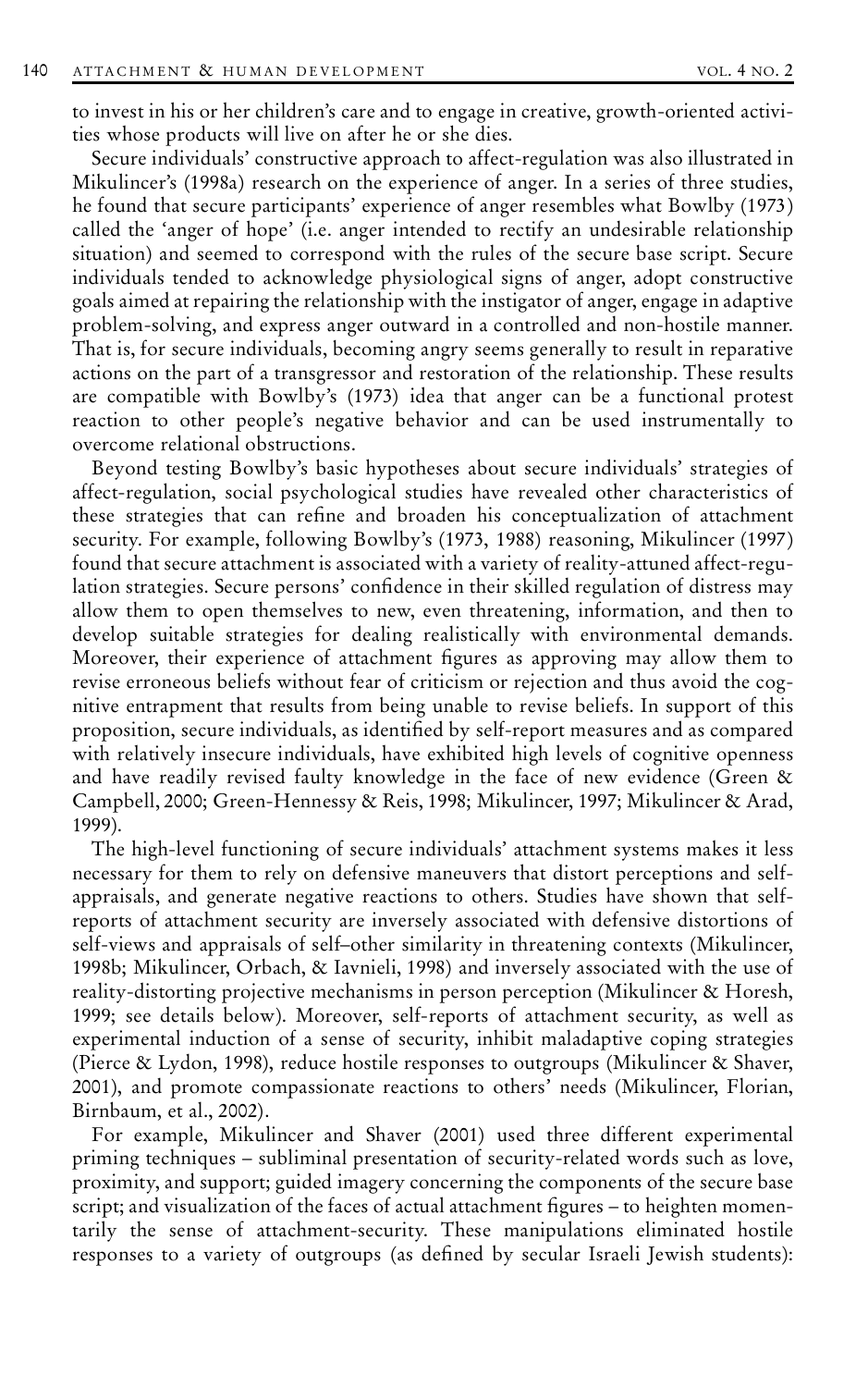to invest in his or her children's care and to engage in creative, growth-oriented activities whose products will live on after he or she dies.

Secure individuals' constructive approach to affect-regulation was also illustrated in Mikulincer's (1998a) research on the experience of anger. In a series of three studies, he found that secure participants' experience of anger resembles what Bowlby (1973) called the 'anger of hope' (i.e. anger intended to rectify an undesirable relationship situation) and seemed to correspond with the rules of the secure base script. Secure individuals tended to acknowledge physiological signs of anger, adopt constructive goals aimed at repairing the relationship with the instigator of anger, engage in adaptive problem-solving, and express anger outward in a controlled and non-hostile manner. That is, for secure individuals, becoming angry seems generally to result in reparative actions on the part of a transgressor and restoration of the relationship. These results are compatible with Bowlby's (1973) idea that anger can be a functional protest reaction to other people's negative behavior and can be used instrumentally to overcome relational obstructions.

Beyond testing Bowlby's basic hypotheses about secure individuals' strategies of affect-regulation, social psychological studies have revealed other characteristics of these strategies that can refine and broaden his conceptualization of attachment security. For example, following Bowlby's (1973, 1988) reasoning, Mikulincer (1997) found that secure attachment is associated with a variety of reality-attuned affect-regulation strategies. Secure persons' confidence in their skilled regulation of distress may allow them to open themselves to new, even threatening, information, and then to develop suitable strategies for dealing realistically with environmental demands. Moreover, their experience of attachment figures as approving may allow them to revise erroneous beliefs without fear of criticism or rejection and thus avoid the cognitive entrapment that results from being unable to revise beliefs. In support of this proposition, secure individuals, as identified by self-report measures and as compared with relatively insecure individuals, have exhibited high levels of cognitive openness and have readily revised faulty knowledge in the face of new evidence (Green & Campbell, 2000; Green-Hennessy & Reis, 1998; Mikulincer, 1997; Mikulincer & Arad, 1999).

The high-level functioning of secure individuals' attachment systems makes it less necessary for them to rely on defensive maneuvers that distort perceptions and self-appraisals, and generate negative reactions to others. Studies have shown that self-reports of attachment security are inversely associated with defensive distortions of self-views and appraisals of self–other similarity in threatening contexts (Mikulincer, 1998b; Mikulincer, Orbach, & Iavnieli, 1998) and inversely associated with the use of reality-distorting projective mechanisms in person perception (Mikulincer & Horesh, 1999; see details below). Moreover, self-reports of attachment security, as well as experimental induction of a sense of security, inhibit maladaptive coping strategies (Pierce & Lydon, 1998), reduce hostile responses to outgroups (Mikulincer & Shaver, 2001), and promote compassionate reactions to others' needs (Mikulincer, Florian, Birnbaum, et al., 2002).

For example, Mikulincer and Shaver (2001) used three different experimental priming techniques – subliminal presentation of security-related words such as love, proximity, and support; guided imagery concerning the components of the secure base script; and visualization of the faces of actual attachment figures – to heighten momentarily the sense of attachment-security. These manipulations eliminated hostile responses to a variety of outgroups (as defined by secular Israeli Jewish students):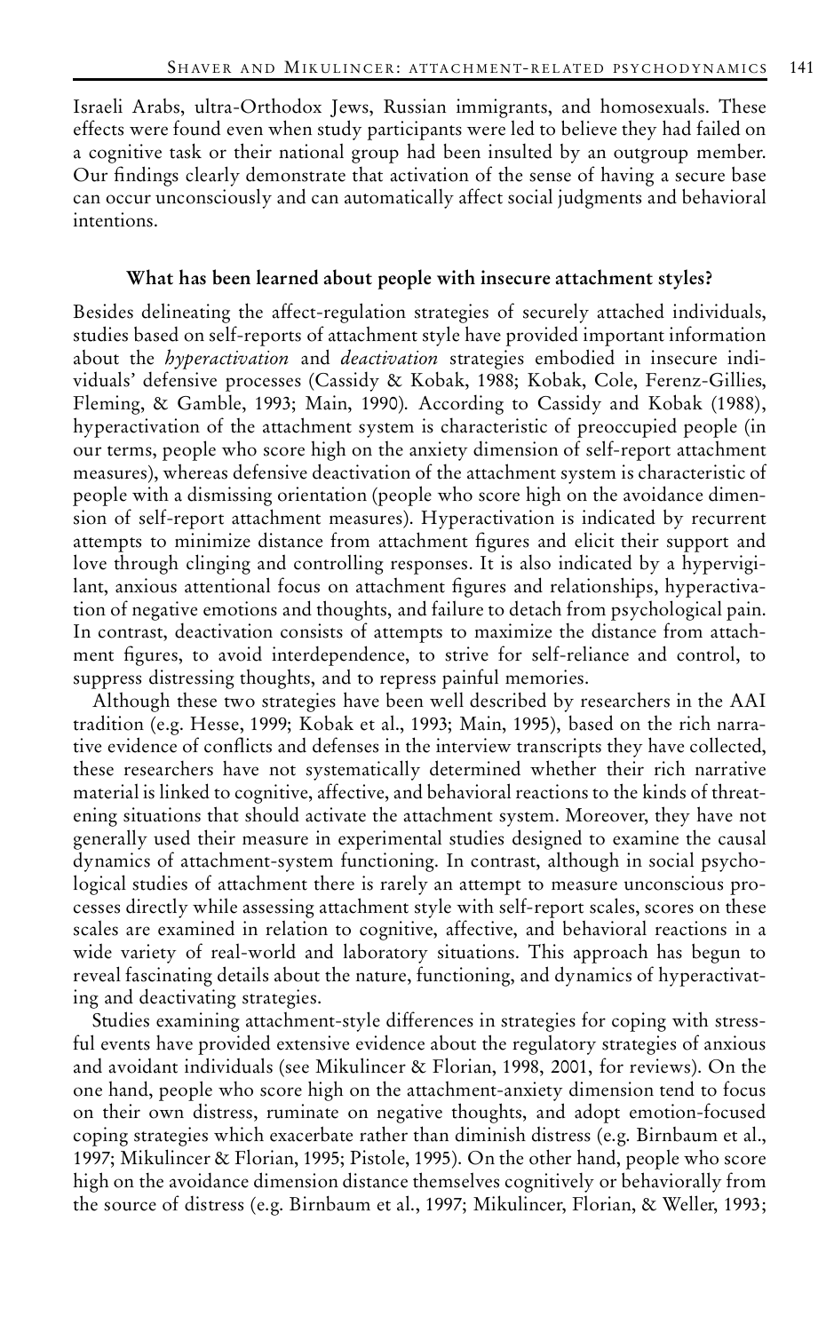Israeli Arabs, ultra-Orthodox Jews, Russian immigrants, and homosexuals. These effects were found even when study participants were led to believe they had failed on a cognitive task or their national group had been insulted by an outgroup member. Our findings clearly demonstrate that activation of the sense of having a secure base can occur unconsciously and can automatically affect social judgments and behavioral intentions.

### What has been learned about people with insecure attachment styles?

Besides delineating the affect-regulation strategies of securely attached individuals, studies based on self-reports of attachment style have provided important information about the *hyperactivation* and *deactivation* strategies embodied in insecure individuals' defensive processes (Cassidy & Kobak, 1988; Kobak, Cole, Ferenz-Gillies, Fleming, & Gamble, 1993; Main, 1990). According to Cassidy and Kobak (1988), hyperactivation of the attachment system is characteristic of preoccupied people (in our terms, people who score high on the anxiety dimension of self-report attachment measures), whereas defensive deactivation of the attachment system is characteristic of people with a dismissing orientation (people who score high on the avoidance dimension of self-report attachment measures). Hyperactivation is indicated by recurrent attempts to minimize distance from attachment figures and elicit their support and love through clinging and controlling responses. It is also indicated by a hypervigilant, anxious attentional focus on attachment figures and relationships, hyperactivation of negative emotions and thoughts, and failure to detach from psychological pain. In contrast, deactivation consists of attempts to maximize the distance from attachment figures, to avoid interdependence, to strive for self-reliance and control, to suppress distressing thoughts, and to repress painful memories.

Although these two strategies have been well described by researchers in the AAI tradition (e.g. Hesse, 1999; Kobak et al., 1993; Main, 1995), based on the rich narrative evidence of conflicts and defenses in the interview transcripts they have collected, these researchers have not systematically determined whether their rich narrative material is linked to cognitive, affective, and behavioral reactions to the kinds of threatening situations that should activate the attachment system. Moreover, they have not generally used their measure in experimental studies designed to examine the causal dynamics of attachment-system functioning. In contrast, although in social psychological studies of attachment there is rarely an attempt to measure unconscious processes directly while assessing attachment style with self-report scales, scores on these scales are examined in relation to cognitive, affective, and behavioral reactions in a wide variety of real-world and laboratory situations. This approach has begun to reveal fascinating details about the nature, functioning, and dynamics of hyperactivating and deactivating strategies.

Studies examining attachment-style differences in strategies for coping with stressful events have provided extensive evidence about the regulatory strategies of anxious and avoidant individuals (see Mikulincer & Florian, 1998, 2001, for reviews). On the one hand, people who score high on the attachment-anxiety dimension tend to focus on their own distress, ruminate on negative thoughts, and adopt emotion-focused coping strategies which exacerbate rather than diminish distress (e.g. Birnbaum et al., 1997; Mikulincer & Florian, 1995; Pistole, 1995). On the other hand, people who score high on the avoidance dimension distance themselves cognitively or behaviorally from the source of distress (e.g. Birnbaum et al., 1997; Mikulincer, Florian, & Weller, 1993;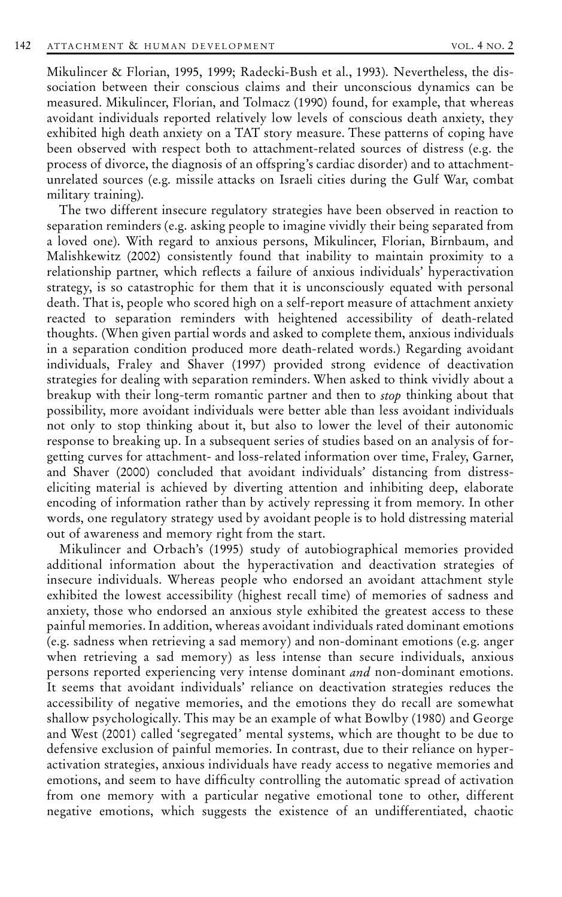Mikulincer & Florian, 1995, 1999; Radecki-Bush et al., 1993). Nevertheless, the dissociation between their conscious claims and their unconscious dynamics can be measured. Mikulincer, Florian, and Tolmacz (1990) found, for example, that whereas avoidant individuals reported relatively low levels of conscious death anxiety, they exhibited high death anxiety on a TAT story measure. These patterns of coping have been observed with respect both to attachment-related sources of distress (e.g. the process of divorce, the diagnosis of an offspring's cardiac disorder) and to attachment-unrelated sources (e.g. missile attacks on Israeli cities during the Gulf War, combat military training).

The two different insecure regulatory strategies have been observed in reaction to separation reminders (e.g. asking people to imagine vividly their being separated from a loved one). With regard to anxious persons, Mikulincer, Florian, Birnbaum, and Malishkewitz (2002) consistently found that inability to maintain proximity to a relationship partner, which reflects a failure of anxious individuals' hyperactivation strategy, is so catastrophic for them that it is unconsciously equated with personal death. That is, people who scored high on a self-report measure of attachment anxiety reacted to separation reminders with heightened accessibility of death-related thoughts. (When given partial words and asked to complete them, anxious individuals in a separation condition produced more death-related words.) Regarding avoidant individuals, Fraley and Shaver (1997) provided strong evidence of deactivation strategies for dealing with separation reminders. When asked to think vividly about a breakup with their long-term romantic partner and then to *stop* thinking about that possibility, more avoidant individuals were better able than less avoidant individuals not only to stop thinking about it, but also to lower the level of their autonomic response to breaking up. In a subsequent series of studies based on an analysis of forgetting curves for attachment- and loss-related information over time, Fraley, Garner, and Shaver (2000) concluded that avoidant individuals' distancing from distress-eliciting material is achieved by diverting attention and inhibiting deep, elaborate encoding of information rather than by actively repressing it from memory. In other words, one regulatory strategy used by avoidant people is to hold distressing material out of awareness and memory right from the start.

Mikulincer and Orbach's (1995) study of autobiographical memories provided additional information about the hyperactivation and deactivation strategies of insecure individuals. Whereas people who endorsed an avoidant attachment style exhibited the lowest accessibility (highest recall time) of memories of sadness and anxiety, those who endorsed an anxious style exhibited the greatest access to these painful memories. In addition, whereas avoidant individuals rated dominant emotions (e.g. sadness when retrieving a sad memory) and non-dominant emotions (e.g. anger when retrieving a sad memory) as less intense than secure individuals, anxious persons reported experiencing very intense dominant *and* non-dominant emotions. It seems that avoidant individuals' reliance on deactivation strategies reduces the accessibility of negative memories, and the emotions they do recall are somewhat shallow psychologically. This may be an example of what Bowlby (1980) and George and West (2001) called 'segregated' mental systems, which are thought to be due to defensive exclusion of painful memories. In contrast, due to their reliance on hyperactivation strategies, anxious individuals have ready access to negative memories and emotions, and seem to have difficulty controlling the automatic spread of activation from one memory with a particular negative emotional tone to other, different negative emotions, which suggests the existence of an undifferentiated, chaotic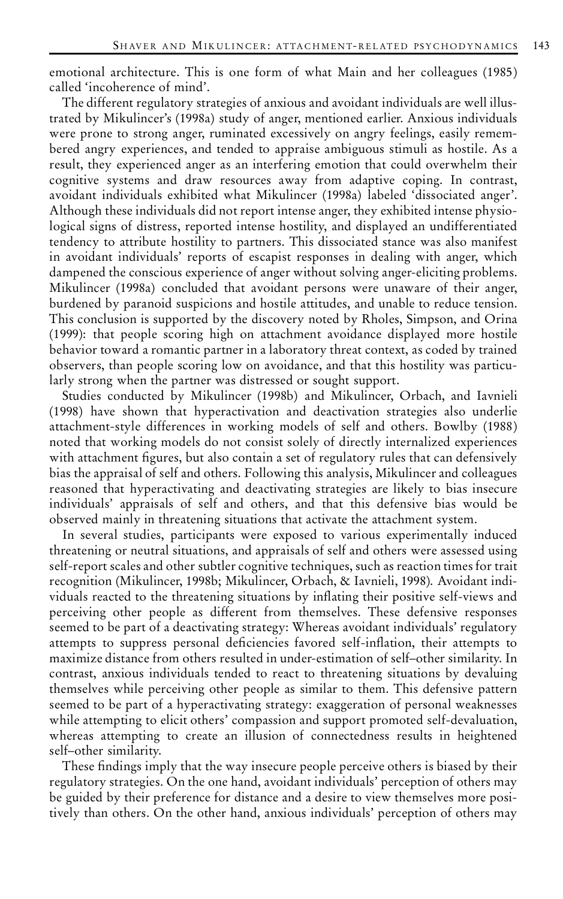emotional architecture. This is one form of what Main and her colleagues (1985) called 'incoherence of mind'.

The different regulatory strategies of anxious and avoidant individuals are well illustrated by Mikulincer's (1998a) study of anger, mentioned earlier. Anxious individuals were prone to strong anger, ruminated excessively on angry feelings, easily remembered angry experiences, and tended to appraise ambiguous stimuli as hostile. As a result, they experienced anger as an interfering emotion that could overwhelm their cognitive systems and draw resources away from adaptive coping. In contrast, avoidant individuals exhibited what Mikulincer (1998a) labeled 'dissociated anger'. Although these individuals did not report intense anger, they exhibited intense physiological signs of distress, reported intense hostility, and displayed an undifferentiated tendency to attribute hostility to partners. This dissociated stance was also manifest in avoidant individuals' reports of escapist responses in dealing with anger, which dampened the conscious experience of anger without solving anger-eliciting problems. Mikulincer (1998a) concluded that avoidant persons were unaware of their anger, burdened by paranoid suspicions and hostile attitudes, and unable to reduce tension. This conclusion is supported by the discovery noted by Rholes, Simpson, and Orina (1999): that people scoring high on attachment avoidance displayed more hostile behavior toward a romantic partner in a laboratory threat context, as coded by trained observers, than people scoring low on avoidance, and that this hostility was particularly strong when the partner was distressed or sought support.

Studies conducted by Mikulincer (1998b) and Mikulincer, Orbach, and Iavnieli (1998) have shown that hyperactivation and deactivation strategies also underlie attachment-style differences in working models of self and others. Bowlby (1988) noted that working models do not consist solely of directly internalized experiences with attachment figures, but also contain a set of regulatory rules that can defensively bias the appraisal of self and others. Following this analysis, Mikulincer and colleagues reasoned that hyperactivating and deactivating strategies are likely to bias insecure individuals' appraisals of self and others, and that this defensive bias would be observed mainly in threatening situations that activate the attachment system.

In several studies, participants were exposed to various experimentally induced threatening or neutral situations, and appraisals of self and others were assessed using self-report scales and other subtler cognitive techniques, such as reaction times for trait recognition (Mikulincer, 1998b; Mikulincer, Orbach, & Iavnieli, 1998). Avoidant individuals reacted to the threatening situations by inflating their positive self-views and perceiving other people as different from themselves. These defensive responses seemed to be part of a deactivating strategy: Whereas avoidant individuals' regulatory attempts to suppress personal deficiencies favored self-inflation, their attempts to maximize distance from others resulted in under-estimation of self–other similarity. In contrast, anxious individuals tended to react to threatening situations by devaluing themselves while perceiving other people as similar to them. This defensive pattern seemed to be part of a hyperactivating strategy: exaggeration of personal weaknesses while attempting to elicit others' compassion and support promoted self-devaluation, whereas attempting to create an illusion of connectedness results in heightened self–other similarity.

These findings imply that the way insecure people perceive others is biased by their regulatory strategies. On the one hand, avoidant individuals' perception of others may be guided by their preference for distance and a desire to view themselves more positively than others. On the other hand, anxious individuals' perception of others may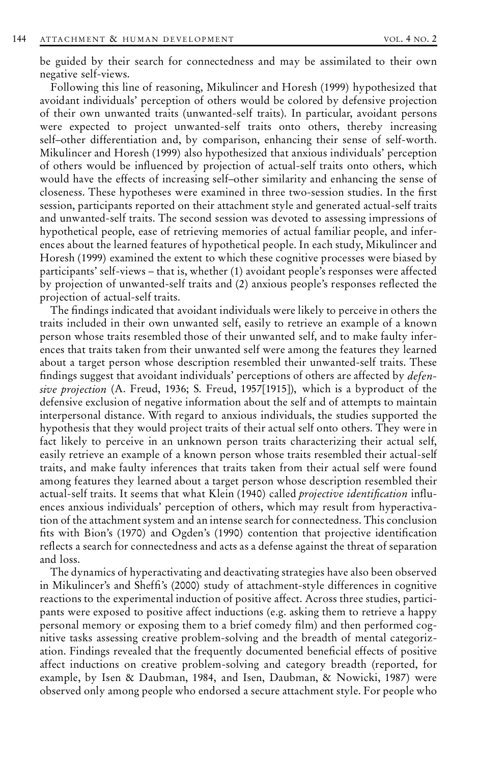be guided by their search for connectedness and may be assimilated to their own negative self-views.

Following this line of reasoning, Mikulincer and Horesh (1999) hypothesized that avoidant individuals' perception of others would be colored by defensive projection of their own unwanted traits (unwanted-self traits). In particular, avoidant persons were expected to project unwanted-self traits onto others, thereby increasing self–other differentiation and, by comparison, enhancing their sense of self-worth. Mikulincer and Horesh (1999) also hypothesized that anxious individuals' perception of others would be influenced by projection of actual-self traits onto others, which would have the effects of increasing self–other similarity and enhancing the sense of closeness. These hypotheses were examined in three two-session studies. In the first session, participants reported on their attachment style and generated actual-self traits and unwanted-self traits. The second session was devoted to assessing impressions of hypothetical people, ease of retrieving memories of actual familiar people, and inferences about the learned features of hypothetical people. In each study, Mikulincer and Horesh (1999) examined the extent to which these cognitive processes were biased by participants' self-views – that is, whether (1) avoidant people's responses were affected by projection of unwanted-self traits and (2) anxious people's responses reflected the projection of actual-self traits.

The findings indicated that avoidant individuals were likely to perceive in others the traits included in their own unwanted self, easily to retrieve an example of a known person whose traits resembled those of their unwanted self, and to make faulty inferences that traits taken from their unwanted self were among the features they learned about a target person whose description resembled their unwanted-self traits. These findings suggest that avoidant individuals' perceptions of others are affected by *defensive projection* (A. Freud, 1936; S. Freud, 1957[1915]), which is a byproduct of the defensive exclusion of negative information about the self and of attempts to maintain interpersonal distance. With regard to anxious individuals, the studies supported the hypothesis that they would project traits of their actual self onto others. They were in fact likely to perceive in an unknown person traits characterizing their actual self, easily retrieve an example of a known person whose traits resembled their actual-self traits, and make faulty inferences that traits taken from their actual self were found among features they learned about a target person whose description resembled their actual-self traits. It seems that what Klein (1940) called *projective identification* influences anxious individuals' perception of others, which may result from hyperactivation of the attachment system and an intense search for connectedness. This conclusion fits with Bion's (1970) and Ogden's (1990) contention that projective identification reflects a search for connectedness and acts as a defense against the threat of separation and loss.

The dynamics of hyperactivating and deactivating strategies have also been observed in Mikulincer's and Sheffi's (2000) study of attachment-style differences in cognitive reactions to the experimental induction of positive affect. Across three studies, participants were exposed to positive affect inductions (e.g. asking them to retrieve a happy personal memory or exposing them to a brief comedy film) and then performed cognitive tasks assessing creative problem-solving and the breadth of mental categorization. Findings revealed that the frequently documented beneficial effects of positive affect inductions on creative problem-solving and category breadth (reported, for example, by Isen & Daubman, 1984, and Isen, Daubman, & Nowicki, 1987) were observed only among people who endorsed a secure attachment style. For people who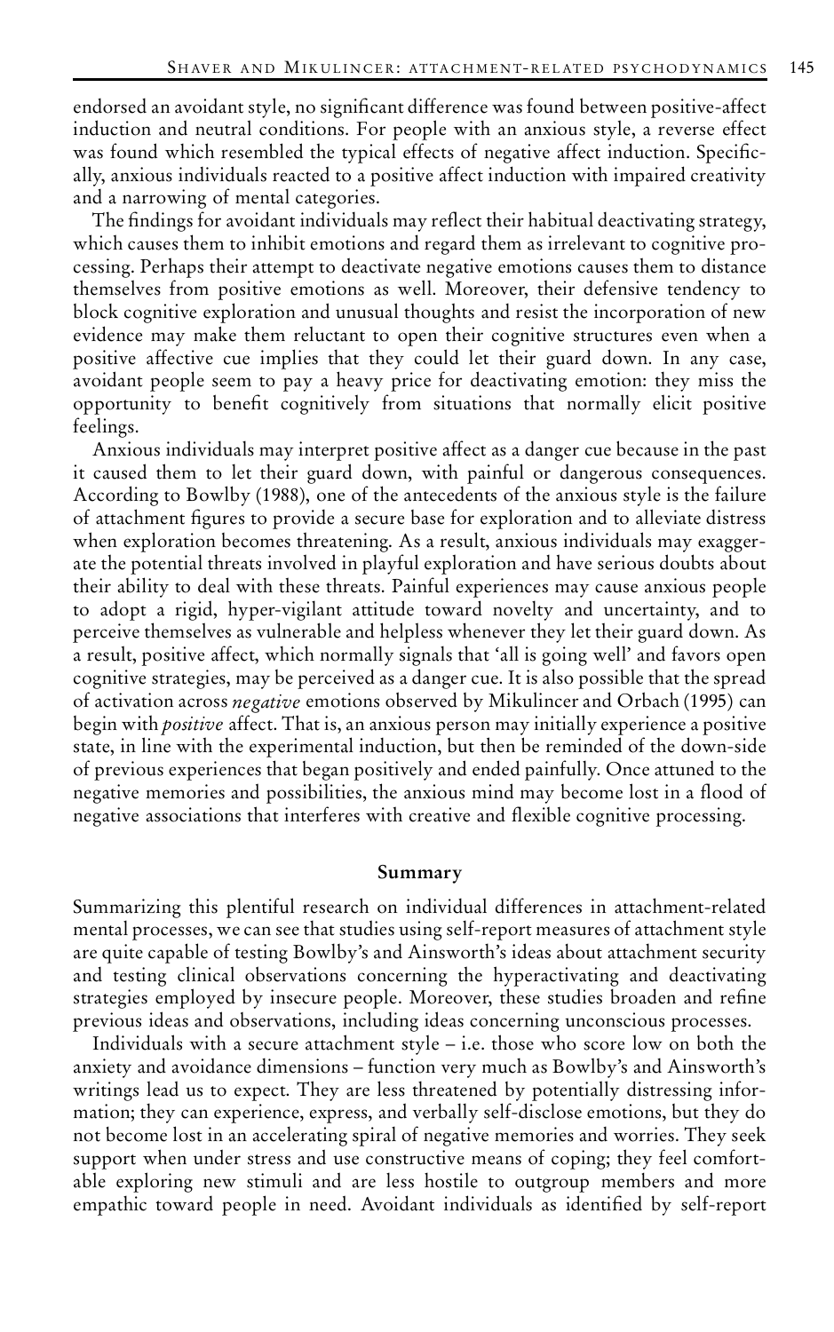endorsed an avoidant style, no significant difference was found between positive-affect induction and neutral conditions. For people with an anxious style, a reverse effect was found which resembled the typical effects of negative affect induction. Specifically, anxious individuals reacted to a positive affect induction with impaired creativity and a narrowing of mental categories.

The findings for avoidant individuals may reflect their habitual deactivating strategy, which causes them to inhibit emotions and regard them as irrelevant to cognitive processing. Perhaps their attempt to deactivate negative emotions causes them to distance themselves from positive emotions as well. Moreover, their defensive tendency to block cognitive exploration and unusual thoughts and resist the incorporation of new evidence may make them reluctant to open their cognitive structures even when a positive affective cue implies that they could let their guard down. In any case, avoidant people seem to pay a heavy price for deactivating emotion: they miss the opportunity to benefit cognitively from situations that normally elicit positive feelings.

Anxious individuals may interpret positive affect as a danger cue because in the past it caused them to let their guard down, with painful or dangerous consequences. According to Bowlby (1988), one of the antecedents of the anxious style is the failure of attachment figures to provide a secure base for exploration and to alleviate distress when exploration becomes threatening. As a result, anxious individuals may exaggerate the potential threats involved in playful exploration and have serious doubts about their ability to deal with these threats. Painful experiences may cause anxious people to adopt a rigid, hyper-vigilant attitude toward novelty and uncertainty, and to perceive themselves as vulnerable and helpless whenever they let their guard down. As a result, positive affect, which normally signals that 'all is going well' and favors open cognitive strategies, may be perceived as a danger cue. It is also possible that the spread of activation across *negative* emotions observed by Mikulincer and Orbach (1995) can begin with *positive* affect. That is, an anxious person may initially experience a positive state, in line with the experimental induction, but then be reminded of the down-side of previous experiences that began positively and ended painfully. Once attuned to the negative memories and possibilities, the anxious mind may become lost in a flood of negative associations that interferes with creative and flexible cognitive processing.

## Summary

Summarizing this plentiful research on individual differences in attachment-related mental processes, we can see that studies using self-report measures of attachment style are quite capable of testing Bowlby's and Ainsworth's ideas about attachment security and testing clinical observations concerning the hyperactivating and deactivating strategies employed by insecure people. Moreover, these studies broaden and refine previous ideas and observations, including ideas concerning unconscious processes.

Individuals with a secure attachment style – i.e. those who score low on both the anxiety and avoidance dimensions – function very much as Bowlby's and Ainsworth's writings lead us to expect. They are less threatened by potentially distressing information; they can experience, express, and verbally self-disclose emotions, but they do not become lost in an accelerating spiral of negative memories and worries. They seek support when under stress and use constructive means of coping; they feel comfortable exploring new stimuli and are less hostile to outgroup members and more empathic toward people in need. Avoidant individuals as identified by self-report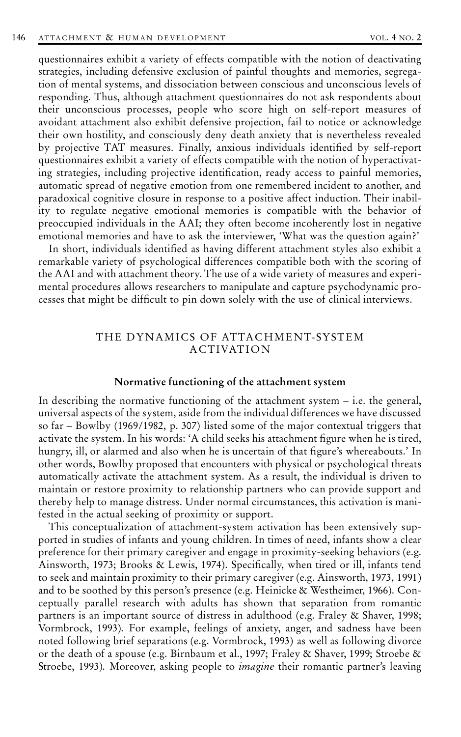questionnaires exhibit a variety of effects compatible with the notion of deactivating strategies, including defensive exclusion of painful thoughts and memories, segregation of mental systems, and dissociation between conscious and unconscious levels of responding. Thus, although attachment questionnaires do not ask respondents about their unconscious processes, people who score high on self-report measures of avoidant attachment also exhibit defensive projection, fail to notice or acknowledge their own hostility, and consciously deny death anxiety that is nevertheless revealed by projective TAT measures. Finally, anxious individuals identified by self-report questionnaires exhibit a variety of effects compatible with the notion of hyperactivating strategies, including projective identification, ready access to painful memories, automatic spread of negative emotion from one remembered incident to another, and paradoxical cognitive closure in response to a positive affect induction. Their inability to regulate negative emotional memories is compatible with the behavior of preoccupied individuals in the AAI; they often become incoherently lost in negative emotional memories and have to ask the interviewer, 'What was the question again?'

In short, individuals identified as having different attachment styles also exhibit a remarkable variety of psychological differences compatible both with the scoring of the AAI and with attachment theory. The use of a wide variety of measures and experimental procedures allows researchers to manipulate and capture psychodynamic processes that might be difficult to pin down solely with the use of clinical interviews.

## THE DYNAMICS OF ATTACHMENT-SYSTEM ACTIVATION

### Normative functioning of the attachment system

In describing the normative functioning of the attachment system – i.e. the general, universal aspects of the system, aside from the individual differences we have discussed so far – Bowlby (1969/1982, p. 307) listed some of the major contextual triggers that activate the system. In his words: 'A child seeks his attachment figure when he is tired, hungry, ill, or alarmed and also when he is uncertain of that figure's whereabouts.' In other words, Bowlby proposed that encounters with physical or psychological threats automatically activate the attachment system. As a result, the individual is driven to maintain or restore proximity to relationship partners who can provide support and thereby help to manage distress. Under normal circumstances, this activation is manifested in the actual seeking of proximity or support.

This conceptualization of attachment-system activation has been extensively supported in studies of infants and young children. In times of need, infants show a clear preference for their primary caregiver and engage in proximity-seeking behaviors (e.g. Ainsworth, 1973; Brooks & Lewis, 1974). Specifically, when tired or ill, infants tend to seek and maintain proximity to their primary caregiver (e.g. Ainsworth, 1973, 1991) and to be soothed by this person's presence (e.g. Heinicke & Westheimer, 1966). Conceptually parallel research with adults has shown that separation from romantic partners is an important source of distress in adulthood (e.g. Fraley & Shaver, 1998; Vormbrock, 1993). For example, feelings of anxiety, anger, and sadness have been noted following brief separations (e.g. Vormbrock, 1993) as well as following divorce or the death of a spouse (e.g. Birnbaum et al., 1997; Fraley & Shaver, 1999; Stroebe & Stroebe, 1993). Moreover, asking people to *imagine* their romantic partner's leaving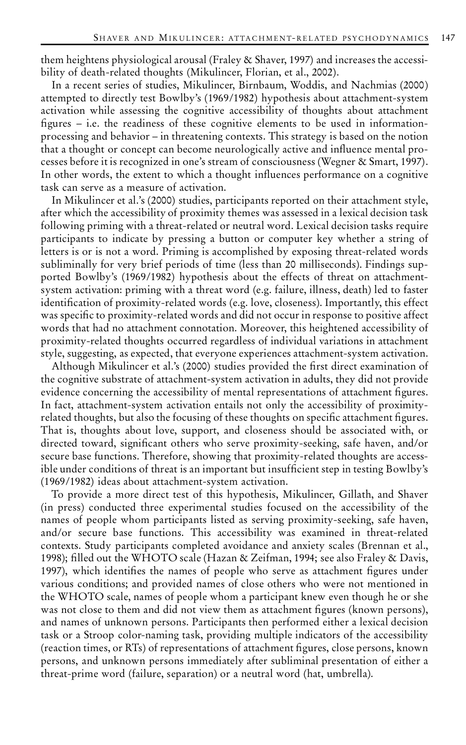them heightens physiological arousal (Fraley & Shaver, 1997) and increases the accessibility of death-related thoughts (Mikulincer, Florian, et al., 2002).

In a recent series of studies, Mikulincer, Birnbaum, Woddis, and Nachmias (2000) attempted to directly test Bowlby's (1969/1982) hypothesis about attachment-system activation while assessing the cognitive accessibility of thoughts about attachment figures – i.e. the readiness of these cognitive elements to be used in information-processing and behavior – in threatening contexts. This strategy is based on the notion that a thought or concept can become neurologically active and influence mental processes before it is recognized in one's stream of consciousness (Wegner & Smart, 1997). In other words, the extent to which a thought influences performance on a cognitive task can serve as a measure of activation.

In Mikulincer et al.'s (2000) studies, participants reported on their attachment style, after which the accessibility of proximity themes was assessed in a lexical decision task following priming with a threat-related or neutral word. Lexical decision tasks require participants to indicate by pressing a button or computer key whether a string of letters is or is not a word. Priming is accomplished by exposing threat-related words subliminally for very brief periods of time (less than 20 milliseconds). Findings supported Bowlby's (1969/1982) hypothesis about the effects of threat on attachment-system activation: priming with a threat word (e.g. failure, illness, death) led to faster identification of proximity-related words (e.g. love, closeness). Importantly, this effect was specific to proximity-related words and did not occur in response to positive affect words that had no attachment connotation. Moreover, this heightened accessibility of proximity-related thoughts occurred regardless of individual variations in attachment style, suggesting, as expected, that everyone experiences attachment-system activation.

Although Mikulincer et al.'s (2000) studies provided the first direct examination of the cognitive substrate of attachment-system activation in adults, they did not provide evidence concerning the accessibility of mental representations of attachment figures. In fact, attachment-system activation entails not only the accessibility of proximity-related thoughts, but also the focusing of these thoughts on specific attachment figures. That is, thoughts about love, support, and closeness should be associated with, or directed toward, significant others who serve proximity-seeking, safe haven, and/or secure base functions. Therefore, showing that proximity-related thoughts are accessible under conditions of threat is an important but insufficient step in testing Bowlby's (1969/1982) ideas about attachment-system activation.

To provide a more direct test of this hypothesis, Mikulincer, Gillath, and Shaver (in press) conducted three experimental studies focused on the accessibility of the names of people whom participants listed as serving proximity-seeking, safe haven, and/or secure base functions. This accessibility was examined in threat-related contexts. Study participants completed avoidance and anxiety scales (Brennan et al., 1998); filled out the WHOTO scale (Hazan & Zeifman, 1994; see also Fraley & Davis, 1997), which identifies the names of people who serve as attachment figures under various conditions; and provided names of close others who were not mentioned in the WHOTO scale, names of people whom a participant knew even though he or she was not close to them and did not view them as attachment figures (known persons), and names of unknown persons. Participants then performed either a lexical decision task or a Stroop color-naming task, providing multiple indicators of the accessibility (reaction times, or RTs) of representations of attachment figures, close persons, known persons, and unknown persons immediately after subliminal presentation of either a threat-prime word (failure, separation) or a neutral word (hat, umbrella).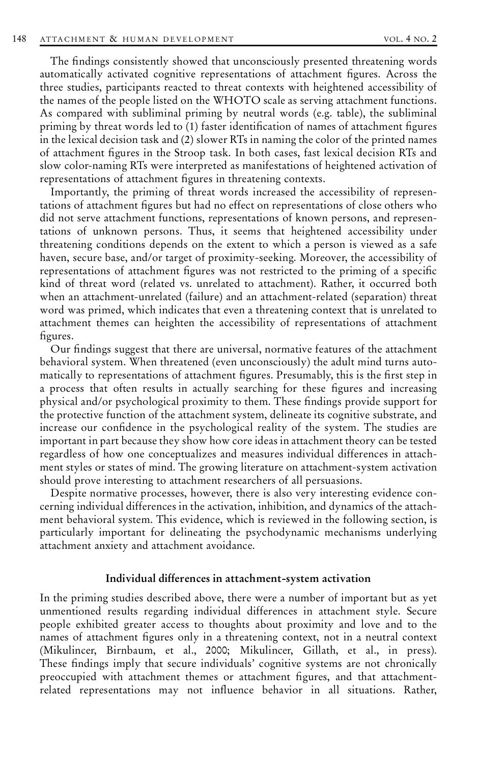The findings consistently showed that unconsciously presented threatening words automatically activated cognitive representations of attachment figures. Across the three studies, participants reacted to threat contexts with heightened accessibility of the names of the people listed on the WHOTO scale as serving attachment functions. As compared with subliminal priming by neutral words (e.g. table), the subliminal priming by threat words led to (1) faster identification of names of attachment figures in the lexical decision task and (2) slower RTs in naming the color of the printed names of attachment figures in the Stroop task. In both cases, fast lexical decision RTs and slow color-naming RTs were interpreted as manifestations of heightened activation of representations of attachment figures in threatening contexts.

Importantly, the priming of threat words increased the accessibility of representations of attachment figures but had no effect on representations of close others who did not serve attachment functions, representations of known persons, and representations of unknown persons. Thus, it seems that heightened accessibility under threatening conditions depends on the extent to which a person is viewed as a safe haven, secure base, and/or target of proximity-seeking. Moreover, the accessibility of representations of attachment figures was not restricted to the priming of a specific kind of threat word (related vs. unrelated to attachment). Rather, it occurred both when an attachment-unrelated (failure) and an attachment-related (separation) threat word was primed, which indicates that even a threatening context that is unrelated to attachment themes can heighten the accessibility of representations of attachment figures.

Our findings suggest that there are universal, normative features of the attachment behavioral system. When threatened (even unconsciously) the adult mind turns automatically to representations of attachment figures. Presumably, this is the first step in a process that often results in actually searching for these figures and increasing physical and/or psychological proximity to them. These findings provide support for the protective function of the attachment system, delineate its cognitive substrate, and increase our confidence in the psychological reality of the system. The studies are important in part because they show how core ideas in attachment theory can be tested regardless of how one conceptualizes and measures individual differences in attachment styles or states of mind. The growing literature on attachment-system activation should prove interesting to attachment researchers of all persuasions.

Despite normative processes, however, there is also very interesting evidence concerning individual differences in the activation, inhibition, and dynamics of the attachment behavioral system. This evidence, which is reviewed in the following section, is particularly important for delineating the psychodynamic mechanisms underlying attachment anxiety and attachment avoidance.

## Individual differences in attachment-system activation

In the priming studies described above, there were a number of important but as yet unmentioned results regarding individual differences in attachment style. Secure people exhibited greater access to thoughts about proximity and love and to the names of attachment figures only in a threatening context, not in a neutral context (Mikulincer, Birnbaum, et al., 2000; Mikulincer, Gillath, et al., in press). These findings imply that secure individuals' cognitive systems are not chronically preoccupied with attachment themes or attachment figures, and that attachment-related representations may not influence behavior in all situations. Rather,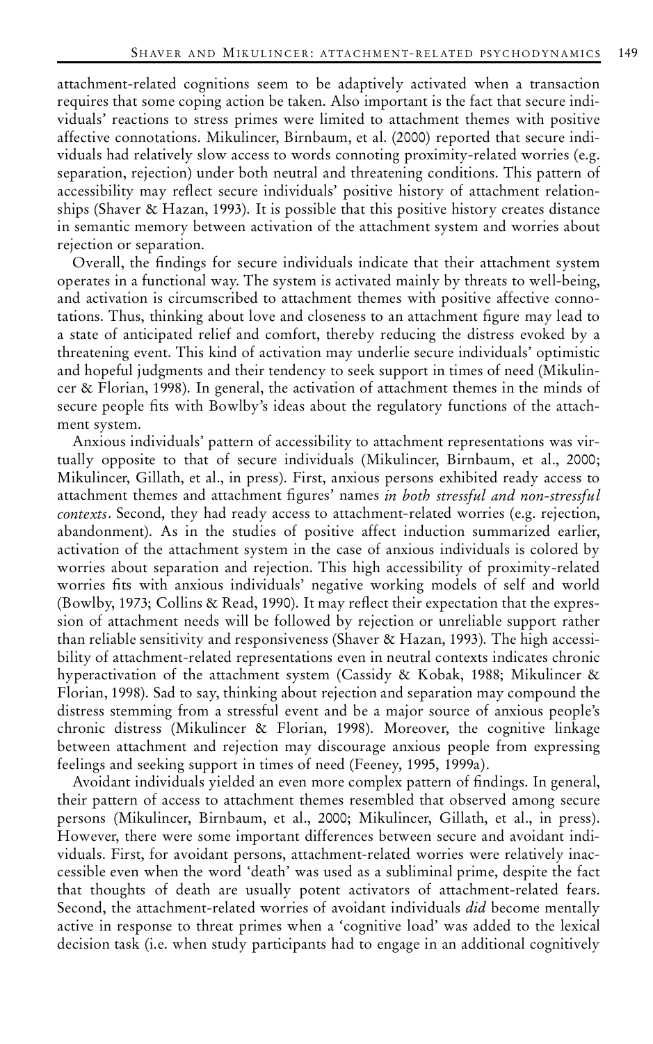attachment-related cognitions seem to be adaptively activated when a transaction requires that some coping action be taken. Also important is the fact that secure individuals' reactions to stress primes were limited to attachment themes with positive affective connotations. Mikulincer, Birnbaum, et al. (2000) reported that secure individuals had relatively slow access to words connoting proximity-related worries (e.g. separation, rejection) under both neutral and threatening conditions. This pattern of accessibility may reflect secure individuals' positive history of attachment relationships (Shaver & Hazan, 1993). It is possible that this positive history creates distance in semantic memory between activation of the attachment system and worries about rejection or separation.

Overall, the findings for secure individuals indicate that their attachment system operates in a functional way. The system is activated mainly by threats to well-being, and activation is circumscribed to attachment themes with positive affective connotations. Thus, thinking about love and closeness to an attachment figure may lead to a state of anticipated relief and comfort, thereby reducing the distress evoked by a threatening event. This kind of activation may underlie secure individuals' optimistic and hopeful judgments and their tendency to seek support in times of need (Mikulincer & Florian, 1998). In general, the activation of attachment themes in the minds of secure people fits with Bowlby's ideas about the regulatory functions of the attachment system.

Anxious individuals' pattern of accessibility to attachment representations was virtually opposite to that of secure individuals (Mikulincer, Birnbaum, et al., 2000; Mikulincer, Gillath, et al., in press). First, anxious persons exhibited ready access to attachment themes and attachment figures' names *in both stressful and non-stressful contexts*. Second, they had ready access to attachment-related worries (e.g. rejection, abandonment). As in the studies of positive affect induction summarized earlier, activation of the attachment system in the case of anxious individuals is colored by worries about separation and rejection. This high accessibility of proximity-related worries fits with anxious individuals' negative working models of self and world (Bowlby, 1973; Collins & Read, 1990). It may reflect their expectation that the expression of attachment needs will be followed by rejection or unreliable support rather than reliable sensitivity and responsiveness (Shaver & Hazan, 1993). The high accessibility of attachment-related representations even in neutral contexts indicates chronic hyperactivation of the attachment system (Cassidy & Kobak, 1988; Mikulincer & Florian, 1998). Sad to say, thinking about rejection and separation may compound the distress stemming from a stressful event and be a major source of anxious people's chronic distress (Mikulincer & Florian, 1998). Moreover, the cognitive linkage between attachment and rejection may discourage anxious people from expressing feelings and seeking support in times of need (Feeney, 1995, 1999a).

Avoidant individuals yielded an even more complex pattern of findings. In general, their pattern of access to attachment themes resembled that observed among secure persons (Mikulincer, Birnbaum, et al., 2000; Mikulincer, Gillath, et al., in press). However, there were some important differences between secure and avoidant individuals. First, for avoidant persons, attachment-related worries were relatively inaccessible even when the word 'death' was used as a subliminal prime, despite the fact that thoughts of death are usually potent activators of attachment-related fears. Second, the attachment-related worries of avoidant individuals *did* become mentally active in response to threat primes when a 'cognitive load' was added to the lexical decision task (i.e. when study participants had to engage in an additional cognitively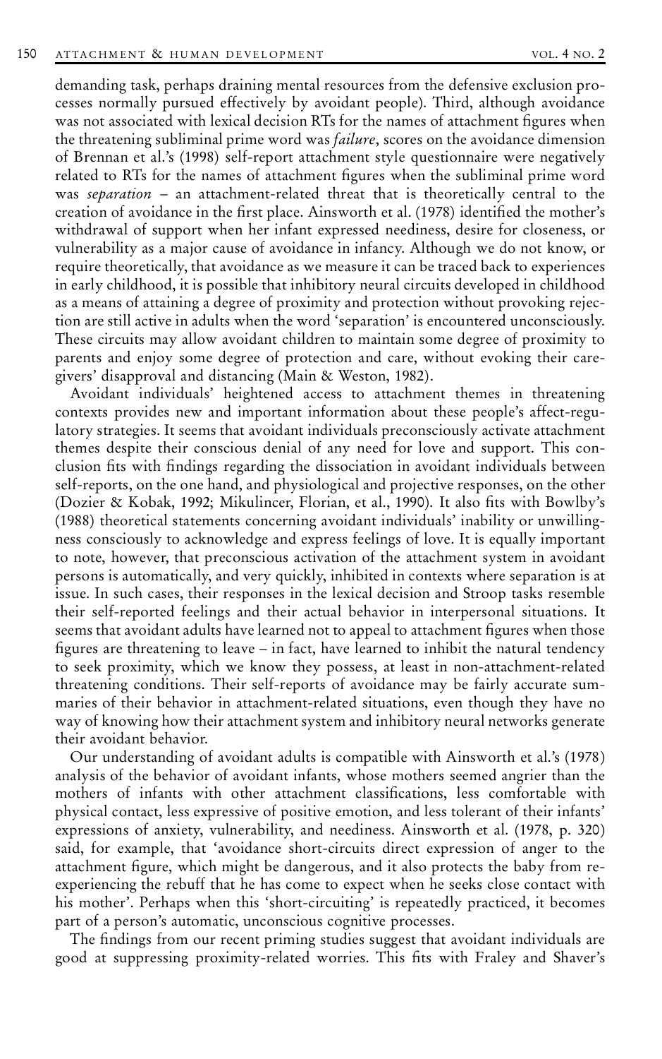demanding task, perhaps draining mental resources from the defensive exclusion processes normally pursued effectively by avoidant people). Third, although avoidance was not associated with lexical decision RTs for the names of attachment figures when the threatening subliminal prime word was *failure*, scores on the avoidance dimension of Brennan et al.'s (1998) self-report attachment style questionnaire were negatively related to RTs for the names of attachment figures when the subliminal prime word was *separation* – an attachment-related threat that is theoretically central to the creation of avoidance in the first place. Ainsworth et al. (1978) identified the mother's withdrawal of support when her infant expressed neediness, desire for closeness, or vulnerability as a major cause of avoidance in infancy. Although we do not know, or require theoretically, that avoidance as we measure it can be traced back to experiences in early childhood, it is possible that inhibitory neural circuits developed in childhood as a means of attaining a degree of proximity and protection without provoking rejection are still active in adults when the word 'separation' is encountered unconsciously. These circuits may allow avoidant children to maintain some degree of proximity to parents and enjoy some degree of protection and care, without evoking their caregivers' disapproval and distancing (Main & Weston, 1982).

Avoidant individuals' heightened access to attachment themes in threatening contexts provides new and important information about these people's affect-regulatory strategies. It seems that avoidant individuals preconsciously activate attachment themes despite their conscious denial of any need for love and support. This conclusion fits with findings regarding the dissociation in avoidant individuals between self-reports, on the one hand, and physiological and projective responses, on the other (Dozier & Kobak, 1992; Mikulincer, Florian, et al., 1990). It also fits with Bowlby's (1988) theoretical statements concerning avoidant individuals' inability or unwillingness consciously to acknowledge and express feelings of love. It is equally important to note, however, that preconscious activation of the attachment system in avoidant persons is automatically, and very quickly, inhibited in contexts where separation is at issue. In such cases, their responses in the lexical decision and Stroop tasks resemble their self-reported feelings and their actual behavior in interpersonal situations. It seems that avoidant adults have learned not to appeal to attachment figures when those figures are threatening to leave – in fact, have learned to inhibit the natural tendency to seek proximity, which we know they possess, at least in non-attachment-related threatening conditions. Their self-reports of avoidance may be fairly accurate summaries of their behavior in attachment-related situations, even though they have no way of knowing how their attachment system and inhibitory neural networks generate their avoidant behavior.

Our understanding of avoidant adults is compatible with Ainsworth et al.'s (1978) analysis of the behavior of avoidant infants, whose mothers seemed angrier than the mothers of infants with other attachment classifications, less comfortable with physical contact, less expressive of positive emotion, and less tolerant of their infants' expressions of anxiety, vulnerability, and neediness. Ainsworth et al. (1978, p. 320) said, for example, that 'avoidance short-circuits direct expression of anger to the attachment figure, which might be dangerous, and it also protects the baby from re-experiencing the rebuff that he has come to expect when he seeks close contact with his mother'. Perhaps when this 'short-circuiting' is repeatedly practiced, it becomes part of a person's automatic, unconscious cognitive processes.

The findings from our recent priming studies suggest that avoidant individuals are good at suppressing proximity-related worries. This fits with Fraley and Shaver's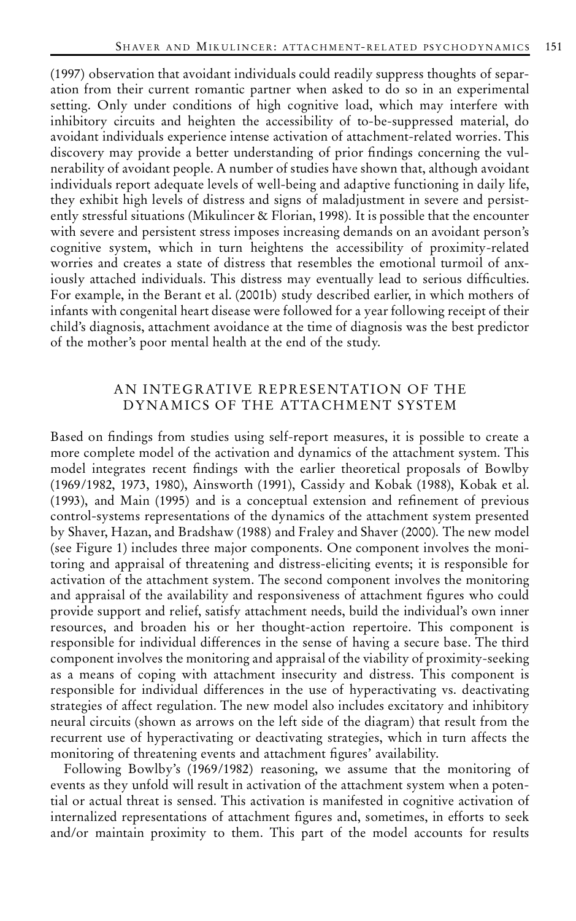(1997) observation that avoidant individuals could readily suppress thoughts of separation from their current romantic partner when asked to do so in an experimental setting. Only under conditions of high cognitive load, which may interfere with inhibitory circuits and heighten the accessibility of to-be-suppressed material, do avoidant individuals experience intense activation of attachment-related worries. This discovery may provide a better understanding of prior findings concerning the vulnerability of avoidant people. A number of studies have shown that, although avoidant individuals report adequate levels of well-being and adaptive functioning in daily life, they exhibit high levels of distress and signs of maladjustment in severe and persistently stressful situations (Mikulincer & Florian, 1998). It is possible that the encounter with severe and persistent stress imposes increasing demands on an avoidant person's cognitive system, which in turn heightens the accessibility of proximity-related worries and creates a state of distress that resembles the emotional turmoil of anxiously attached individuals. This distress may eventually lead to serious difficulties. For example, in the Berant et al. (2001b) study described earlier, in which mothers of infants with congenital heart disease were followed for a year following receipt of their child's diagnosis, attachment avoidance at the time of diagnosis was the best predictor of the mother's poor mental health at the end of the study.

## AN INTEGRATIVE REPRESENTATION OF THE DYNAMICS OF THE ATTACHMENT SYSTEM

Based on findings from studies using self-report measures, it is possible to create a more complete model of the activation and dynamics of the attachment system. This model integrates recent findings with the earlier theoretical proposals of Bowlby (1969/1982, 1973, 1980), Ainsworth (1991), Cassidy and Kobak (1988), Kobak et al. (1993), and Main (1995) and is a conceptual extension and refinement of previous control-systems representations of the dynamics of the attachment system presented by Shaver, Hazan, and Bradshaw (1988) and Fraley and Shaver (2000). The new model (see Figure 1) includes three major components. One component involves the monitoring and appraisal of threatening and distress-eliciting events; it is responsible for activation of the attachment system. The second component involves the monitoring and appraisal of the availability and responsiveness of attachment figures who could provide support and relief, satisfy attachment needs, build the individual's own inner resources, and broaden his or her thought-action repertoire. This component is responsible for individual differences in the sense of having a secure base. The third component involves the monitoring and appraisal of the viability of proximity-seeking as a means of coping with attachment insecurity and distress. This component is responsible for individual differences in the use of hyperactivating vs. deactivating strategies of affect regulation. The new model also includes excitatory and inhibitory neural circuits (shown as arrows on the left side of the diagram) that result from the recurrent use of hyperactivating or deactivating strategies, which in turn affects the monitoring of threatening events and attachment figures' availability.

Following Bowlby's (1969/1982) reasoning, we assume that the monitoring of events as they unfold will result in activation of the attachment system when a potential or actual threat is sensed. This activation is manifested in cognitive activation of internalized representations of attachment figures and, sometimes, in efforts to seek and/or maintain proximity to them. This part of the model accounts for results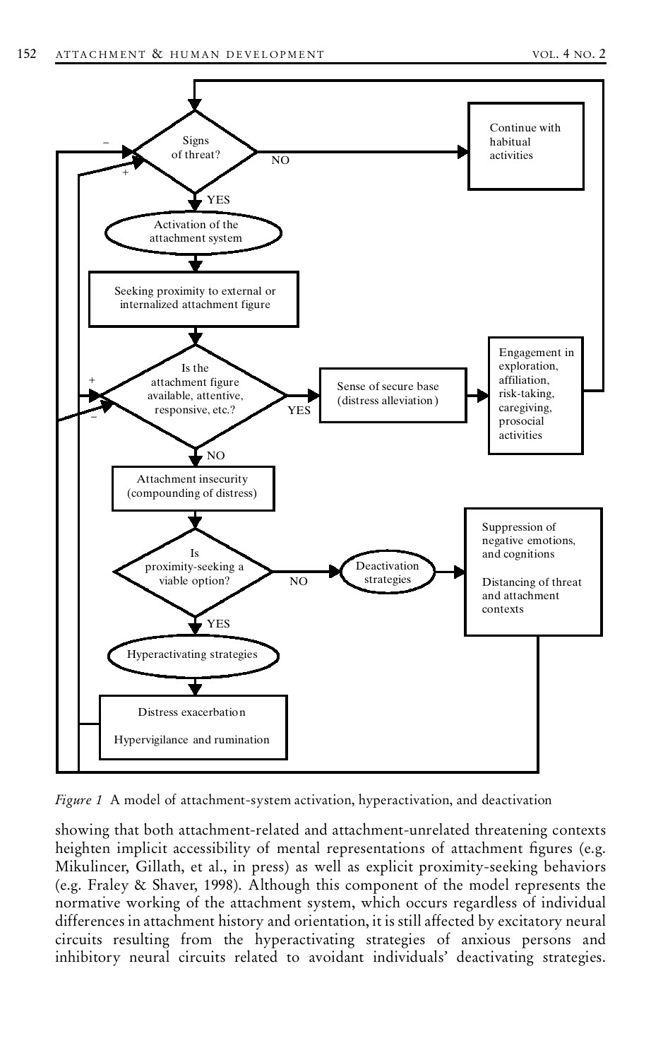*Figure 1* A model of attachment-system activation, hyperactivation, and deactivation

showing that both attachment-related and attachment-unrelated threatening contexts heighten implicit accessibility of mental representations of attachment figures (e.g. Mikulincer, Gillath, et al., in press) as well as explicit proximity-seeking behaviors (e.g. Fraley & Shaver, 1998). Although this component of the model represents the normative working of the attachment system, which occurs regardless of individual differences in attachment history and orientation, it is still affected by excitatory neural circuits resulting from the hyperactivating strategies of anxious persons and inhibitory neural circuits related to avoidant individuals' deactivating strategies.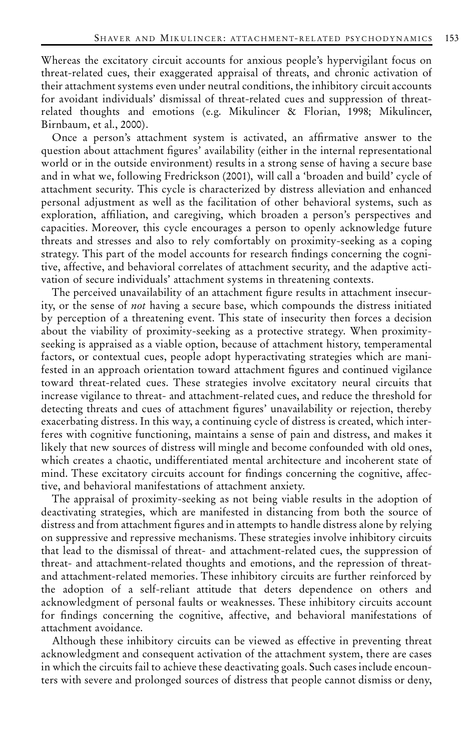Whereas the excitatory circuit accounts for anxious people's hypervigilant focus on threat-related cues, their exaggerated appraisal of threats, and chronic activation of their attachment systems even under neutral conditions, the inhibitory circuit accounts for avoidant individuals' dismissal of threat-related cues and suppression of threat-related thoughts and emotions (e.g. Mikulincer & Florian, 1998; Mikulincer, Birnbaum, et al., 2000).

Once a person's attachment system is activated, an affirmative answer to the question about attachment figures' availability (either in the internal representational world or in the outside environment) results in a strong sense of having a secure base and in what we, following Fredrickson (2001), will call a 'broaden and build' cycle of attachment security. This cycle is characterized by distress alleviation and enhanced personal adjustment as well as the facilitation of other behavioral systems, such as exploration, affiliation, and caregiving, which broaden a person's perspectives and capacities. Moreover, this cycle encourages a person to openly acknowledge future threats and stresses and also to rely comfortably on proximity-seeking as a coping strategy. This part of the model accounts for research findings concerning the cognitive, affective, and behavioral correlates of attachment security, and the adaptive activation of secure individuals' attachment systems in threatening contexts.

The perceived unavailability of an attachment figure results in attachment insecurity, or the sense of *not* having a secure base, which compounds the distress initiated by perception of a threatening event. This state of insecurity then forces a decision about the viability of proximity-seeking as a protective strategy. When proximity-seeking is appraised as a viable option, because of attachment history, temperamental factors, or contextual cues, people adopt hyperactivating strategies which are manifested in an approach orientation toward attachment figures and continued vigilance toward threat-related cues. These strategies involve excitatory neural circuits that increase vigilance to threat- and attachment-related cues, and reduce the threshold for detecting threats and cues of attachment figures' unavailability or rejection, thereby exacerbating distress. In this way, a continuing cycle of distress is created, which interferes with cognitive functioning, maintains a sense of pain and distress, and makes it likely that new sources of distress will mingle and become confounded with old ones, which creates a chaotic, undifferentiated mental architecture and incoherent state of mind. These excitatory circuits account for findings concerning the cognitive, affective, and behavioral manifestations of attachment anxiety.

The appraisal of proximity-seeking as not being viable results in the adoption of deactivating strategies, which are manifested in distancing from both the source of distress and from attachment figures and in attempts to handle distress alone by relying on suppressive and repressive mechanisms. These strategies involve inhibitory circuits that lead to the dismissal of threat- and attachment-related cues, the suppression of threat- and attachment-related thoughts and emotions, and the repression of threat- and attachment-related memories. These inhibitory circuits are further reinforced by the adoption of a self-reliant attitude that deters dependence on others and acknowledgment of personal faults or weaknesses. These inhibitory circuits account for findings concerning the cognitive, affective, and behavioral manifestations of attachment avoidance.

Although these inhibitory circuits can be viewed as effective in preventing threat acknowledgment and consequent activation of the attachment system, there are cases in which the circuits fail to achieve these deactivating goals. Such cases include encounters with severe and prolonged sources of distress that people cannot dismiss or deny,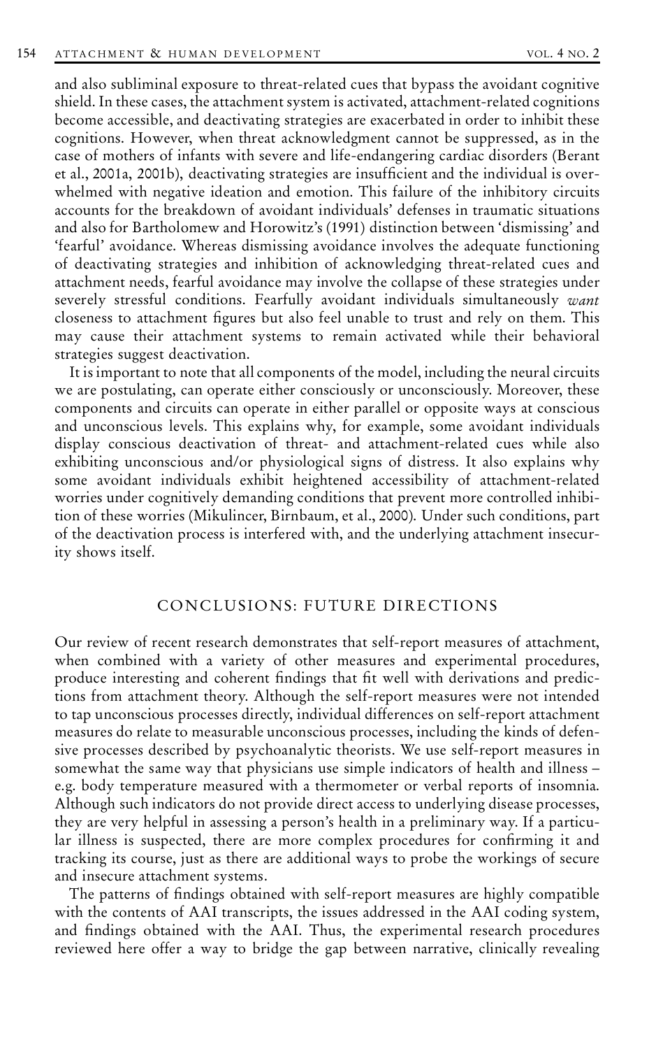and also subliminal exposure to threat-related cues that bypass the avoidant cognitive shield. In these cases, the attachment system is activated, attachment-related cognitions become accessible, and deactivating strategies are exacerbated in order to inhibit these cognitions. However, when threat acknowledgment cannot be suppressed, as in the case of mothers of infants with severe and life-endangering cardiac disorders (Berant et al., 2001a, 2001b), deactivating strategies are insufficient and the individual is overwhelmed with negative ideation and emotion. This failure of the inhibitory circuits accounts for the breakdown of avoidant individuals' defenses in traumatic situations and also for Bartholomew and Horowitz's (1991) distinction between 'dismissing' and 'fearful' avoidance. Whereas dismissing avoidance involves the adequate functioning of deactivating strategies and inhibition of acknowledging threat-related cues and attachment needs, fearful avoidance may involve the collapse of these strategies under severely stressful conditions. Fearfully avoidant individuals simultaneously *want* closeness to attachment figures but also feel unable to trust and rely on them. This may cause their attachment systems to remain activated while their behavioral strategies suggest deactivation.

It is important to note that all components of the model, including the neural circuits we are postulating, can operate either consciously or unconsciously. Moreover, these components and circuits can operate in either parallel or opposite ways at conscious and unconscious levels. This explains why, for example, some avoidant individuals display conscious deactivation of threat- and attachment-related cues while also exhibiting unconscious and/or physiological signs of distress. It also explains why some avoidant individuals exhibit heightened accessibility of attachment-related worries under cognitively demanding conditions that prevent more controlled inhibition of these worries (Mikulincer, Birnbaum, et al., 2000). Under such conditions, part of the deactivation process is interfered with, and the underlying attachment insecurity shows itself.

## CONCLUSIONS: FUTURE DIRECTIONS

Our review of recent research demonstrates that self-report measures of attachment, when combined with a variety of other measures and experimental procedures, produce interesting and coherent findings that fit well with derivations and predictions from attachment theory. Although the self-report measures were not intended to tap unconscious processes directly, individual differences on self-report attachment measures do relate to measurable unconscious processes, including the kinds of defensive processes described by psychoanalytic theorists. We use self-report measures in somewhat the same way that physicians use simple indicators of health and illness – e.g. body temperature measured with a thermometer or verbal reports of insomnia. Although such indicators do not provide direct access to underlying disease processes, they are very helpful in assessing a person's health in a preliminary way. If a particular illness is suspected, there are more complex procedures for confirming it and tracking its course, just as there are additional ways to probe the workings of secure and insecure attachment systems.

The patterns of findings obtained with self-report measures are highly compatible with the contents of AAI transcripts, the issues addressed in the AAI coding system, and findings obtained with the AAI. Thus, the experimental research procedures reviewed here offer a way to bridge the gap between narrative, clinically revealing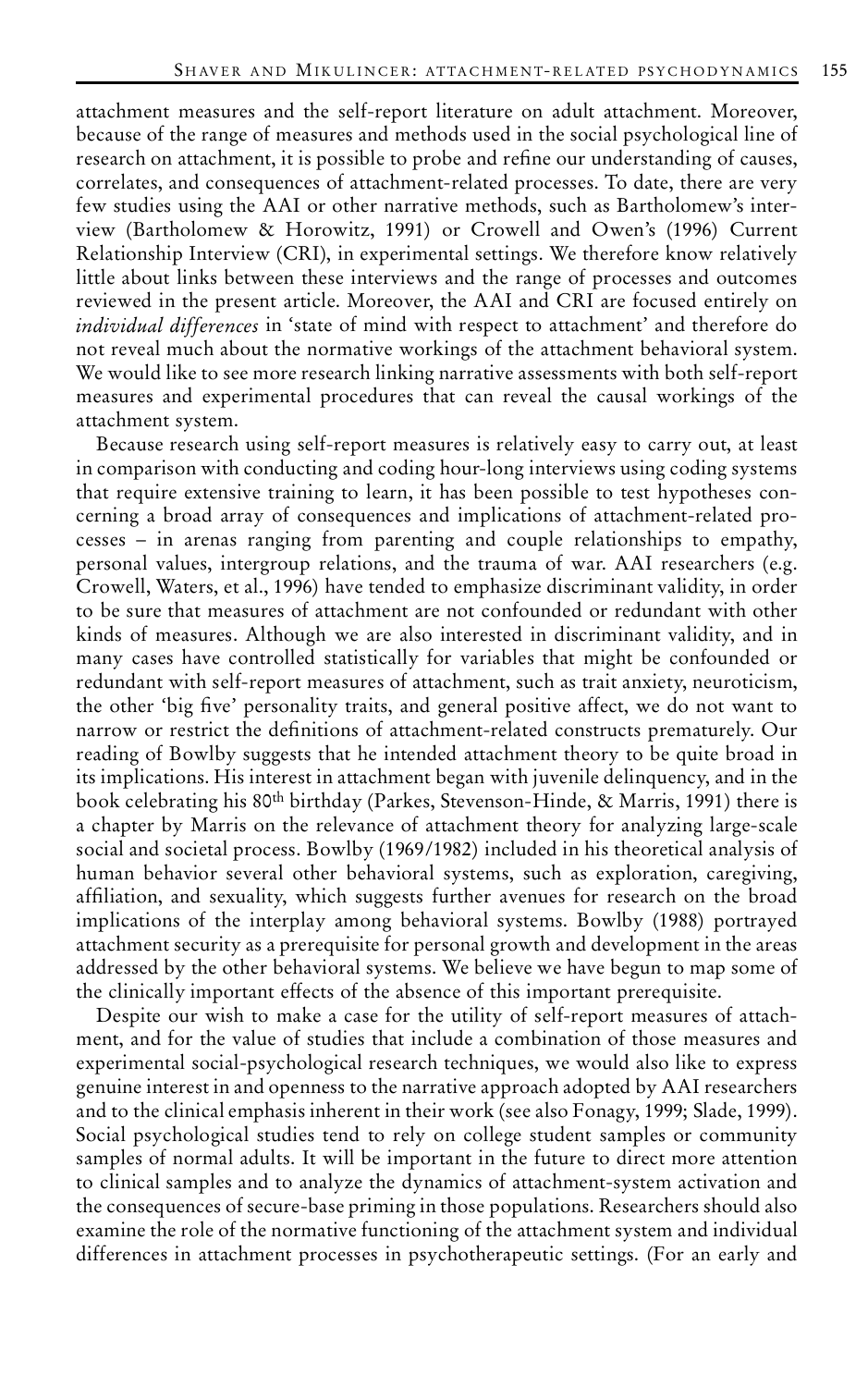attachment measures and the self-report literature on adult attachment. Moreover, because of the range of measures and methods used in the social psychological line of research on attachment, it is possible to probe and refine our understanding of causes, correlates, and consequences of attachment-related processes. To date, there are very few studies using the AAI or other narrative methods, such as Bartholomew's interview (Bartholomew & Horowitz, 1991) or Crowell and Owen's (1996) Current Relationship Interview (CRI), in experimental settings. We therefore know relatively little about links between these interviews and the range of processes and outcomes reviewed in the present article. Moreover, the AAI and CRI are focused entirely on *individual differences* in 'state of mind with respect to attachment' and therefore do not reveal much about the normative workings of the attachment behavioral system. We would like to see more research linking narrative assessments with both self-report measures and experimental procedures that can reveal the causal workings of the attachment system.

Because research using self-report measures is relatively easy to carry out, at least in comparison with conducting and coding hour-long interviews using coding systems that require extensive training to learn, it has been possible to test hypotheses concerning a broad array of consequences and implications of attachment-related processes – in arenas ranging from parenting and couple relationships to empathy, personal values, intergroup relations, and the trauma of war. AAI researchers (e.g. Crowell, Waters, et al., 1996) have tended to emphasize discriminant validity, in order to be sure that measures of attachment are not confounded or redundant with other kinds of measures. Although we are also interested in discriminant validity, and in many cases have controlled statistically for variables that might be confounded or redundant with self-report measures of attachment, such as trait anxiety, neuroticism, the other 'big five' personality traits, and general positive affect, we do not want to narrow or restrict the definitions of attachment-related constructs prematurely. Our reading of Bowlby suggests that he intended attachment theory to be quite broad in its implications. His interest in attachment began with juvenile delinquency, and in the book celebrating his 80th birthday (Parkes, Stevenson-Hinde, & Marris, 1991) there is a chapter by Marris on the relevance of attachment theory for analyzing large-scale social and societal process. Bowlby (1969/1982) included in his theoretical analysis of human behavior several other behavioral systems, such as exploration, caregiving, affiliation, and sexuality, which suggests further avenues for research on the broad implications of the interplay among behavioral systems. Bowlby (1988) portrayed attachment security as a prerequisite for personal growth and development in the areas addressed by the other behavioral systems. We believe we have begun to map some of the clinically important effects of the absence of this important prerequisite.

Despite our wish to make a case for the utility of self-report measures of attachment, and for the value of studies that include a combination of those measures and experimental social-psychological research techniques, we would also like to express genuine interest in and openness to the narrative approach adopted by AAI researchers and to the clinical emphasis inherent in their work (see also Fonagy, 1999; Slade, 1999). Social psychological studies tend to rely on college student samples or community samples of normal adults. It will be important in the future to direct more attention to clinical samples and to analyze the dynamics of attachment-system activation and the consequences of secure-base priming in those populations. Researchers should also examine the role of the normative functioning of the attachment system and individual differences in attachment processes in psychotherapeutic settings. (For an early and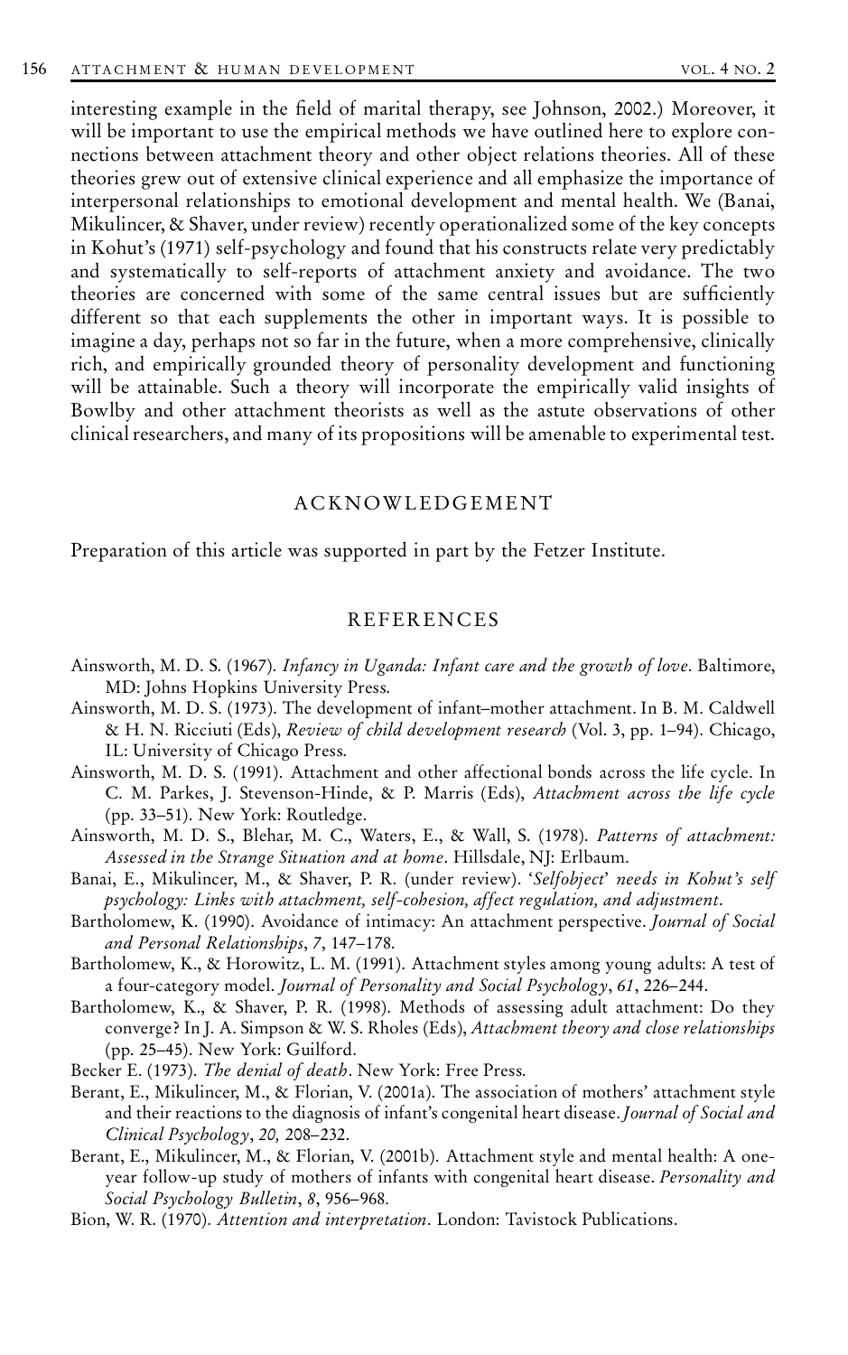interesting example in the field of marital therapy, see Johnson, 2002.) Moreover, it will be important to use the empirical methods we have outlined here to explore connections between attachment theory and other object relations theories. All of these theories grew out of extensive clinical experience and all emphasize the importance of interpersonal relationships to emotional development and mental health. We (Banai, Mikulincer, & Shaver, under review) recently operationalized some of the key concepts in Kohut's (1971) self-psychology and found that his constructs relate very predictably and systematically to self-reports of attachment anxiety and avoidance. The two theories are concerned with some of the same central issues but are sufficiently different so that each supplements the other in important ways. It is possible to imagine a day, perhaps not so far in the future, when a more comprehensive, clinically rich, and empirically grounded theory of personality development and functioning will be attainable. Such a theory will incorporate the empirically valid insights of Bowlby and other attachment theorists as well as the astute observations of other clinical researchers, and many of its propositions will be amenable to experimental test.

## ACKNOWLEDGEMENT

Preparation of this article was supported in part by the Fetzer Institute.

## REFERENCES

Ainsworth, M. D. S. (1967). *Infancy in Uganda: Infant care and the growth of love*. Baltimore, MD: Johns Hopkins University Press.

Ainsworth, M. D. S. (1973). The development of infant–mother attachment. In B. M. Caldwell & H. N. Ricciuti (Eds), *Review of child development research* (Vol. 3, pp. 1–94). Chicago, IL: University of Chicago Press.

Ainsworth, M. D. S. (1991). Attachment and other affectional bonds across the life cycle. In C. M. Parkes, J. Stevenson-Hinde, & P. Marris (Eds), *Attachment across the life cycle* (pp. 33–51). New York: Routledge.

Ainsworth, M. D. S., Blehar, M. C., Waters, E., & Wall, S. (1978). *Patterns of attachment: Assessed in the Strange Situation and at home*. Hillsdale, NJ: Erlbaum.

Banai, E., Mikulincer, M., & Shaver, P. R. (under review). *'Selfobject' needs in Kohut's self psychology: Links with attachment, self-cohesion, affect regulation, and adjustment*.

Bartholomew, K. (1990). Avoidance of intimacy: An attachment perspective. *Journal of Social and Personal Relationships*, *7*, 147–178.

Bartholomew, K., & Horowitz, L. M. (1991). Attachment styles among young adults: A test of a four-category model. *Journal of Personality and Social Psychology*, *61*, 226–244.

Bartholomew, K., & Shaver, P. R. (1998). Methods of assessing adult attachment: Do they converge? In J. A. Simpson & W. S. Rholes (Eds), *Attachment theory and close relationships* (pp. 25–45). New York: Guilford.

Becker E. (1973). *The denial of death*. New York: Free Press.

Berant, E., Mikulincer, M., & Florian, V. (2001a). The association of mothers' attachment style and their reactions to the diagnosis of infant's congenital heart disease. *Journal of Social and Clinical Psychology*, *20,* 208–232.

Berant, E., Mikulincer, M., & Florian, V. (2001b). Attachment style and mental health: A one-year follow-up study of mothers of infants with congenital heart disease. *Personality and Social Psychology Bulletin*, *8*, 956–968.

Bion, W. R. (1970). *Attention and interpretation*. London: Tavistock Publications.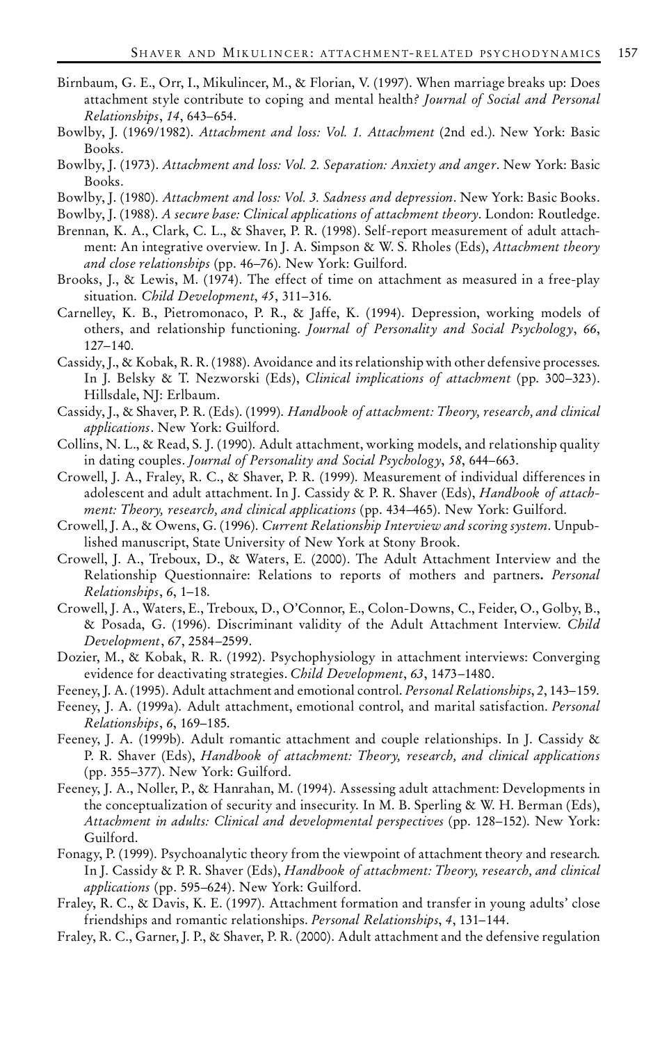Birnbaum, G. E., Orr, I., Mikulincer, M., & Florian, V. (1997). When marriage breaks up: Does attachment style contribute to coping and mental health? *Journal of Social and Personal Relationships*, *14*, 643–654.

Bowlby, J. (1969/1982). *Attachment and loss: Vol. 1. Attachment* (2nd ed.). New York: Basic Books.

Bowlby, J. (1973). *Attachment and loss: Vol. 2. Separation: Anxiety and anger*. New York: Basic Books.

Bowlby, J. (1980). *Attachment and loss: Vol. 3. Sadness and depression*. New York: Basic Books.

Bowlby, J. (1988). *A secure base: Clinical applications of attachment theory*. London: Routledge.

Brennan, K. A., Clark, C. L., & Shaver, P. R. (1998). Self-report measurement of adult attachment: An integrative overview. In J. A. Simpson & W. S. Rholes (Eds), *Attachment theory and close relationships* (pp. 46–76). New York: Guilford.

Brooks, J., & Lewis, M. (1974). The effect of time on attachment as measured in a free-play situation. *Child Development*, *45*, 311–316.

Carnelley, K. B., Pietromonaco, P. R., & Jaffe, K. (1994). Depression, working models of others, and relationship functioning. *Journal of Personality and Social Psychology*, *66*, 127–140.

Cassidy, J., & Kobak, R. R. (1988). Avoidance and its relationship with other defensive processes. In J. Belsky & T. Nezworski (Eds), *Clinical implications of attachment* (pp. 300–323). Hillsdale, NJ: Erlbaum.

Cassidy, J., & Shaver, P. R. (Eds). (1999). *Handbook of attachment: Theory, research, and clinical applications*. New York: Guilford.

Collins, N. L., & Read, S. J. (1990). Adult attachment, working models, and relationship quality in dating couples. *Journal of Personality and Social Psychology*, *58*, 644–663.

Crowell, J. A., Fraley, R. C., & Shaver, P. R. (1999). Measurement of individual differences in adolescent and adult attachment. In J. Cassidy & P. R. Shaver (Eds), *Handbook of attachment: Theory, research, and clinical applications* (pp. 434–465). New York: Guilford.

Crowell, J. A., & Owens, G. (1996). *Current Relationship Interview and scoring system*. Unpublished manuscript, State University of New York at Stony Brook.

Crowell, J. A., Treboux, D., & Waters, E. (2000). The Adult Attachment Interview and the Relationship Questionnaire: Relations to reports of mothers and partners. *Personal Relationships*, *6*, 1–18.

Crowell, J. A., Waters, E., Treboux, D., O'Connor, E., Colon-Downs, C., Feider, O., Golby, B., & Posada, G. (1996). Discriminant validity of the Adult Attachment Interview. *Child Development*, *67*, 2584–2599.

Dozier, M., & Kobak, R. R. (1992). Psychophysiology in attachment interviews: Converging evidence for deactivating strategies. *Child Development*, *63*, 1473–1480.

Feeney, J. A. (1995). Adult attachment and emotional control. *Personal Relationships*, *2*, 143–159.

Feeney, J. A. (1999a). Adult attachment, emotional control, and marital satisfaction. *Personal Relationships*, *6*, 169–185.

Feeney, J. A. (1999b). Adult romantic attachment and couple relationships. In J. Cassidy & P. R. Shaver (Eds), *Handbook of attachment: Theory, research, and clinical applications* (pp. 355–377). New York: Guilford.

Feeney, J. A., Noller, P., & Hanrahan, M. (1994). Assessing adult attachment: Developments in the conceptualization of security and insecurity. In M. B. Sperling & W. H. Berman (Eds), *Attachment in adults: Clinical and developmental perspectives* (pp. 128–152). New York: Guilford.

Fonagy, P. (1999). Psychoanalytic theory from the viewpoint of attachment theory and research. In J. Cassidy & P. R. Shaver (Eds), *Handbook of attachment: Theory, research, and clinical applications* (pp. 595–624). New York: Guilford.

Fraley, R. C., & Davis, K. E. (1997). Attachment formation and transfer in young adults' close friendships and romantic relationships. *Personal Relationships*, *4*, 131–144.

Fraley, R. C., Garner, J. P., & Shaver, P. R. (2000). Adult attachment and the defensive regulation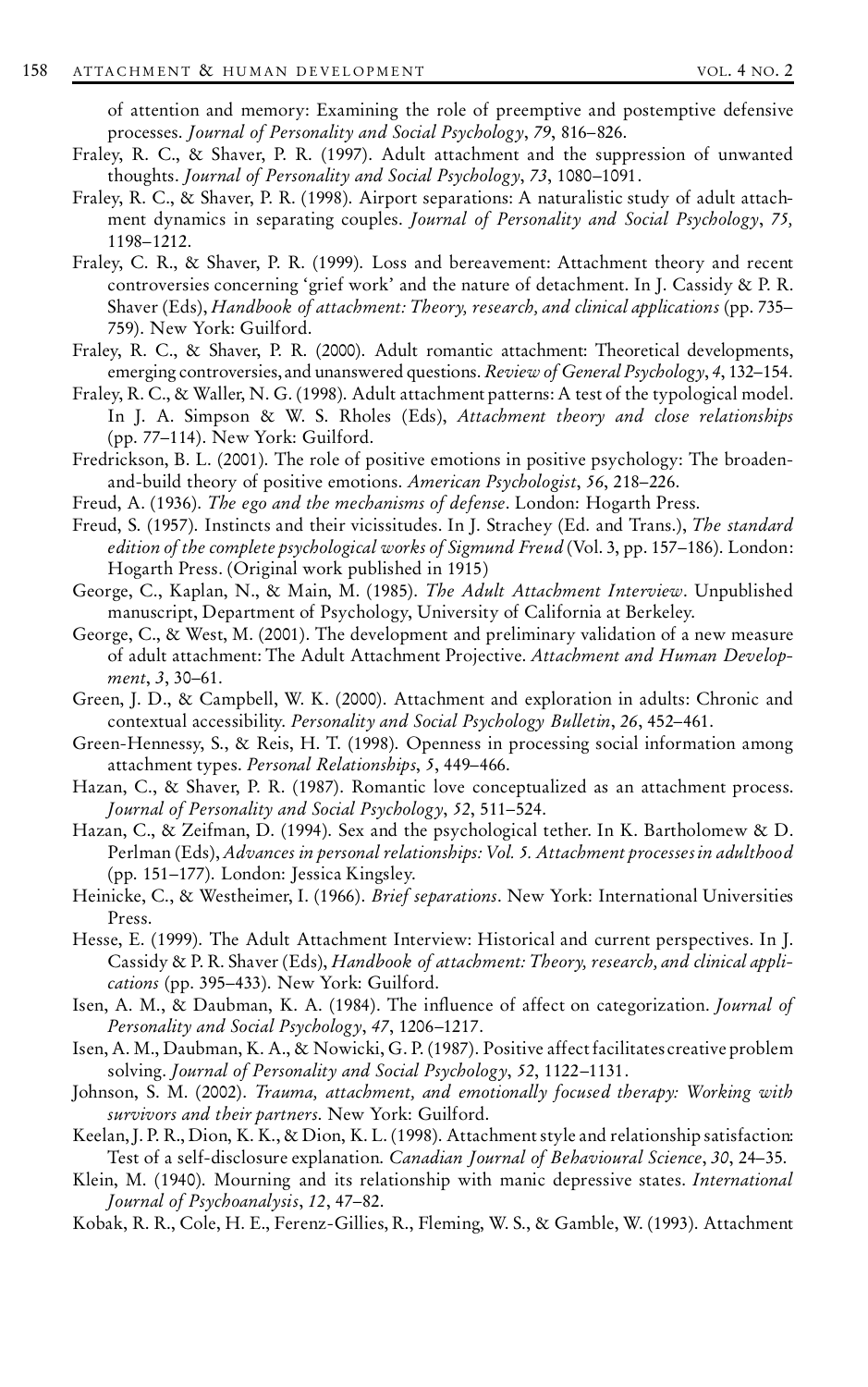of attention and memory: Examining the role of preemptive and postemptive defensive processes. *Journal of Personality and Social Psychology*, *79*, 816–826.

Fraley, R. C., & Shaver, P. R. (1997). Adult attachment and the suppression of unwanted thoughts. *Journal of Personality and Social Psychology*, *73*, 1080–1091.

Fraley, R. C., & Shaver, P. R. (1998). Airport separations: A naturalistic study of adult attachment dynamics in separating couples. *Journal of Personality and Social Psychology*, *75,* 1198–1212.

Fraley, C. R., & Shaver, P. R. (1999). Loss and bereavement: Attachment theory and recent controversies concerning 'grief work' and the nature of detachment. In J. Cassidy & P. R. Shaver (Eds), *Handbook of attachment: Theory, research, and clinical applications* (pp. 735–759). New York: Guilford.

Fraley, R. C., & Shaver, P. R. (2000). Adult romantic attachment: Theoretical developments, emerging controversies, and unanswered questions. *Review of General Psychology*, *4*, 132–154.

Fraley, R. C., & Waller, N. G. (1998). Adult attachment patterns: A test of the typological model. In J. A. Simpson & W. S. Rholes (Eds), *Attachment theory and close relationships* (pp. 77–114). New York: Guilford.

Fredrickson, B. L. (2001). The role of positive emotions in positive psychology: The broaden-and-build theory of positive emotions. *American Psychologist*, *56*, 218–226.

Freud, A. (1936). *The ego and the mechanisms of defense*. London: Hogarth Press.

Freud, S. (1957). Instincts and their vicissitudes. In J. Strachey (Ed. and Trans.), *The standard edition of the complete psychological works of Sigmund Freud* (Vol. 3, pp. 157–186). London: Hogarth Press. (Original work published in 1915)

George, C., Kaplan, N., & Main, M. (1985). *The Adult Attachment Interview*. Unpublished manuscript, Department of Psychology, University of California at Berkeley.

George, C., & West, M. (2001). The development and preliminary validation of a new measure of adult attachment: The Adult Attachment Projective. *Attachment and Human Development*, *3*, 30–61.

Green, J. D., & Campbell, W. K. (2000). Attachment and exploration in adults: Chronic and contextual accessibility. *Personality and Social Psychology Bulletin*, *26*, 452–461.

Green-Hennessy, S., & Reis, H. T. (1998). Openness in processing social information among attachment types. *Personal Relationships*, *5*, 449–466.

Hazan, C., & Shaver, P. R. (1987). Romantic love conceptualized as an attachment process. *Journal of Personality and Social Psychology*, *52*, 511–524.

Hazan, C., & Zeifman, D. (1994). Sex and the psychological tether. In K. Bartholomew & D. Perlman (Eds), *Advances in personal relationships: Vol. 5. Attachment processes in adulthood* (pp. 151–177). London: Jessica Kingsley.

Heinicke, C., & Westheimer, I. (1966). *Brief separations*. New York: International Universities Press.

Hesse, E. (1999). The Adult Attachment Interview: Historical and current perspectives. In J. Cassidy & P. R. Shaver (Eds), *Handbook of attachment: Theory, research, and clinical applications* (pp. 395–433). New York: Guilford.

Isen, A. M., & Daubman, K. A. (1984). The influence of affect on categorization. *Journal of Personality and Social Psychology*, *47*, 1206–1217.

Isen, A. M., Daubman, K. A., & Nowicki, G. P. (1987). Positive affect facilitates creative problem solving. *Journal of Personality and Social Psychology*, *52*, 1122–1131.

Johnson, S. M. (2002). *Trauma, attachment, and emotionally focused therapy: Working with survivors and their partners*. New York: Guilford.

Keelan, J. P. R., Dion, K. K., & Dion, K. L. (1998). Attachment style and relationship satisfaction: Test of a self-disclosure explanation. *Canadian Journal of Behavioural Science*, *30*, 24–35.

Klein, M. (1940). Mourning and its relationship with manic depressive states. *International Journal of Psychoanalysis*, *12*, 47–82.

Kobak, R. R., Cole, H. E., Ferenz-Gillies, R., Fleming, W. S., & Gamble, W. (1993). Attachment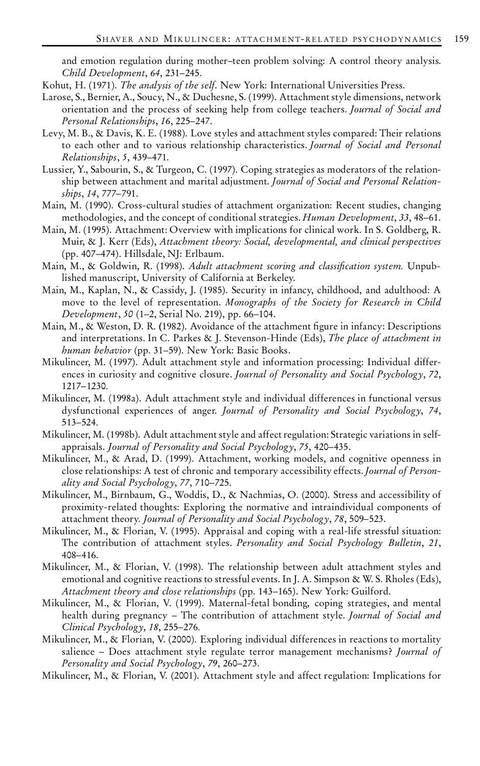and emotion regulation during mother–teen problem solving: A control theory analysis. *Child Development*, *64*, 231–245.

Kohut, H. (1971). *The analysis of the self*. New York: International Universities Press.

Larose, S., Bernier, A., Soucy, N., & Duchesne, S. (1999). Attachment style dimensions, network orientation and the process of seeking help from college teachers. *Journal of Social and Personal Relationships*, *16*, 225–247.

Levy, M. B., & Davis, K. E. (1988). Love styles and attachment styles compared: Their relations to each other and to various relationship characteristics. *Journal of Social and Personal Relationships*, *5*, 439–471.

Lussier, Y., Sabourin, S., & Turgeon, C. (1997). Coping strategies as moderators of the relationship between attachment and marital adjustment. *Journal of Social and Personal Relationships*, *14*, 777–791.

Main, M. (1990). Cross-cultural studies of attachment organization: Recent studies, changing methodologies, and the concept of conditional strategies. *Human Development*, *33*, 48–61.

Main, M. (1995). Attachment: Overview with implications for clinical work. In S. Goldberg, R. Muir, & J. Kerr (Eds), *Attachment theory: Social, developmental, and clinical perspectives* (pp. 407–474). Hillsdale, NJ: Erlbaum.

Main, M., & Goldwin, R. (1998). *Adult attachment scoring and classification system.* Unpublished manuscript, University of California at Berkeley.

Main, M., Kaplan, N., & Cassidy, J. (1985). Security in infancy, childhood, and adulthood: A move to the level of representation. *Monographs of the Society for Research in Child Development*, *50* (1–2, Serial No. 219), pp. 66–104.

Main, M., & Weston, D. R. (1982). Avoidance of the attachment figure in infancy: Descriptions and interpretations. In C. Parkes & J. Stevenson-Hinde (Eds), *The place of attachment in human behavior* (pp. 31–59). New York: Basic Books.

Mikulincer, M. (1997). Adult attachment style and information processing: Individual differences in curiosity and cognitive closure. *Journal of Personality and Social Psychology*, *72*, 1217–1230.

Mikulincer, M. (1998a). Adult attachment style and individual differences in functional versus dysfunctional experiences of anger. *Journal of Personality and Social Psychology*, *74*, 513–524.

Mikulincer, M. (1998b). Adult attachment style and affect regulation: Strategic variations in self-appraisals. *Journal of Personality and Social Psychology*, *75*, 420–435.

Mikulincer, M., & Arad, D. (1999). Attachment, working models, and cognitive openness in close relationships: A test of chronic and temporary accessibility effects. *Journal of Personality and Social Psychology*, *77*, 710–725.

Mikulincer, M., Birnbaum, G., Woddis, D., & Nachmias, O. (2000). Stress and accessibility of proximity-related thoughts: Exploring the normative and intraindividual components of attachment theory. *Journal of Personality and Social Psychology*, *78*, 509–523.

Mikulincer, M., & Florian, V. (1995). Appraisal and coping with a real-life stressful situation: The contribution of attachment styles. *Personality and Social Psychology Bulletin*, *21*, 408–416.

Mikulincer, M., & Florian, V. (1998). The relationship between adult attachment styles and emotional and cognitive reactions to stressful events. In J. A. Simpson & W. S. Rholes (Eds), *Attachment theory and close relationships* (pp. 143–165). New York: Guilford.

Mikulincer, M., & Florian, V. (1999). Maternal-fetal bonding, coping strategies, and mental health during pregnancy – The contribution of attachment style. *Journal of Social and Clinical Psychology*, *18*, 255–276.

Mikulincer, M., & Florian, V. (2000). Exploring individual differences in reactions to mortality salience – Does attachment style regulate terror management mechanisms? *Journal of Personality and Social Psychology*, *79*, 260–273.

Mikulincer, M., & Florian, V. (2001). Attachment style and affect regulation: Implications for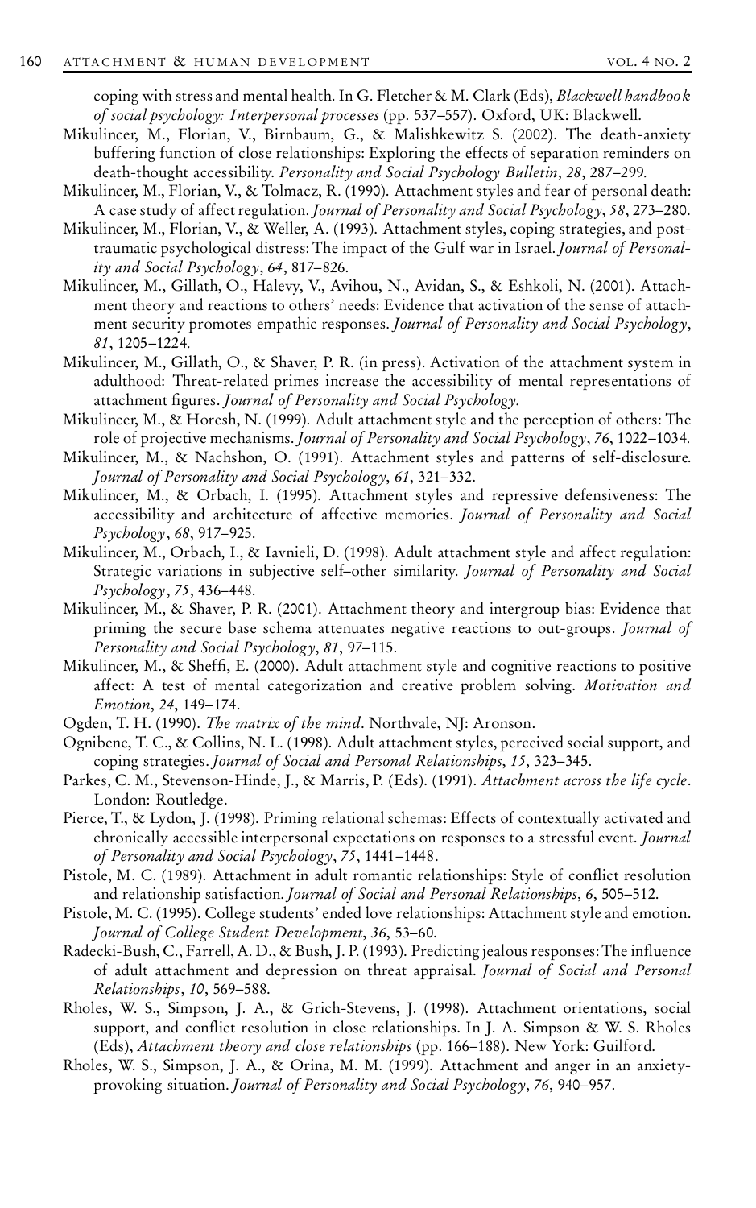coping with stress and mental health. In G. Fletcher & M. Clark (Eds), *Blackwell handbook of social psychology: Interpersonal processes* (pp. 537–557). Oxford, UK: Blackwell.

Mikulincer, M., Florian, V., Birnbaum, G., & Malishkewitz S. (2002). The death-anxiety buffering function of close relationships: Exploring the effects of separation reminders on death-thought accessibility. *Personality and Social Psychology Bulletin*, *28*, 287–299.

Mikulincer, M., Florian, V., & Tolmacz, R. (1990). Attachment styles and fear of personal death: A case study of affect regulation. *Journal of Personality and Social Psychology*, *58*, 273–280.

Mikulincer, M., Florian, V., & Weller, A. (1993). Attachment styles, coping strategies, and posttraumatic psychological distress: The impact of the Gulf war in Israel. *Journal of Personality and Social Psychology*, *64*, 817–826.

Mikulincer, M., Gillath, O., Halevy, V., Avihou, N., Avidan, S., & Eshkoli, N. (2001). Attachment theory and reactions to others' needs: Evidence that activation of the sense of attachment security promotes empathic responses. *Journal of Personality and Social Psychology*, *81*, 1205–1224.

Mikulincer, M., Gillath, O., & Shaver, P. R. (in press). Activation of the attachment system in adulthood: Threat-related primes increase the accessibility of mental representations of attachment figures. *Journal of Personality and Social Psychology.*

Mikulincer, M., & Horesh, N. (1999). Adult attachment style and the perception of others: The role of projective mechanisms. *Journal of Personality and Social Psychology*, *76*, 1022–1034.

Mikulincer, M., & Nachshon, O. (1991). Attachment styles and patterns of self-disclosure. *Journal of Personality and Social Psychology*, *61*, 321–332.

Mikulincer, M., & Orbach, I. (1995). Attachment styles and repressive defensiveness: The accessibility and architecture of affective memories. *Journal of Personality and Social Psychology*, *68*, 917–925.

Mikulincer, M., Orbach, I., & Iavnieli, D. (1998). Adult attachment style and affect regulation: Strategic variations in subjective self–other similarity. *Journal of Personality and Social Psychology*, *75*, 436–448.

Mikulincer, M., & Shaver, P. R. (2001). Attachment theory and intergroup bias: Evidence that priming the secure base schema attenuates negative reactions to out-groups. *Journal of Personality and Social Psychology*, *81*, 97–115.

Mikulincer, M., & Sheffi, E. (2000). Adult attachment style and cognitive reactions to positive affect: A test of mental categorization and creative problem solving. *Motivation and Emotion*, *24*, 149–174.

Ogden, T. H. (1990). *The matrix of the mind*. Northvale, NJ: Aronson.

Ognibene, T. C., & Collins, N. L. (1998). Adult attachment styles, perceived social support, and coping strategies. *Journal of Social and Personal Relationships*, *15*, 323–345.

Parkes, C. M., Stevenson-Hinde, J., & Marris, P. (Eds). (1991). *Attachment across the life cycle*. London: Routledge.

Pierce, T., & Lydon, J. (1998). Priming relational schemas: Effects of contextually activated and chronically accessible interpersonal expectations on responses to a stressful event. *Journal of Personality and Social Psychology*, *75*, 1441–1448.

Pistole, M. C. (1989). Attachment in adult romantic relationships: Style of conflict resolution and relationship satisfaction. *Journal of Social and Personal Relationships*, *6*, 505–512.

Pistole, M. C. (1995). College students' ended love relationships: Attachment style and emotion. *Journal of College Student Development*, *36*, 53–60.

Radecki-Bush, C., Farrell, A. D., & Bush, J. P. (1993). Predicting jealous responses: The influence of adult attachment and depression on threat appraisal. *Journal of Social and Personal Relationships*, *10*, 569–588.

Rholes, W. S., Simpson, J. A., & Grich-Stevens, J. (1998). Attachment orientations, social support, and conflict resolution in close relationships. In J. A. Simpson & W. S. Rholes (Eds), *Attachment theory and close relationships* (pp. 166–188). New York: Guilford.

Rholes, W. S., Simpson, J. A., & Orina, M. M. (1999). Attachment and anger in an anxiety-provoking situation. *Journal of Personality and Social Psychology*, *76*, 940–957.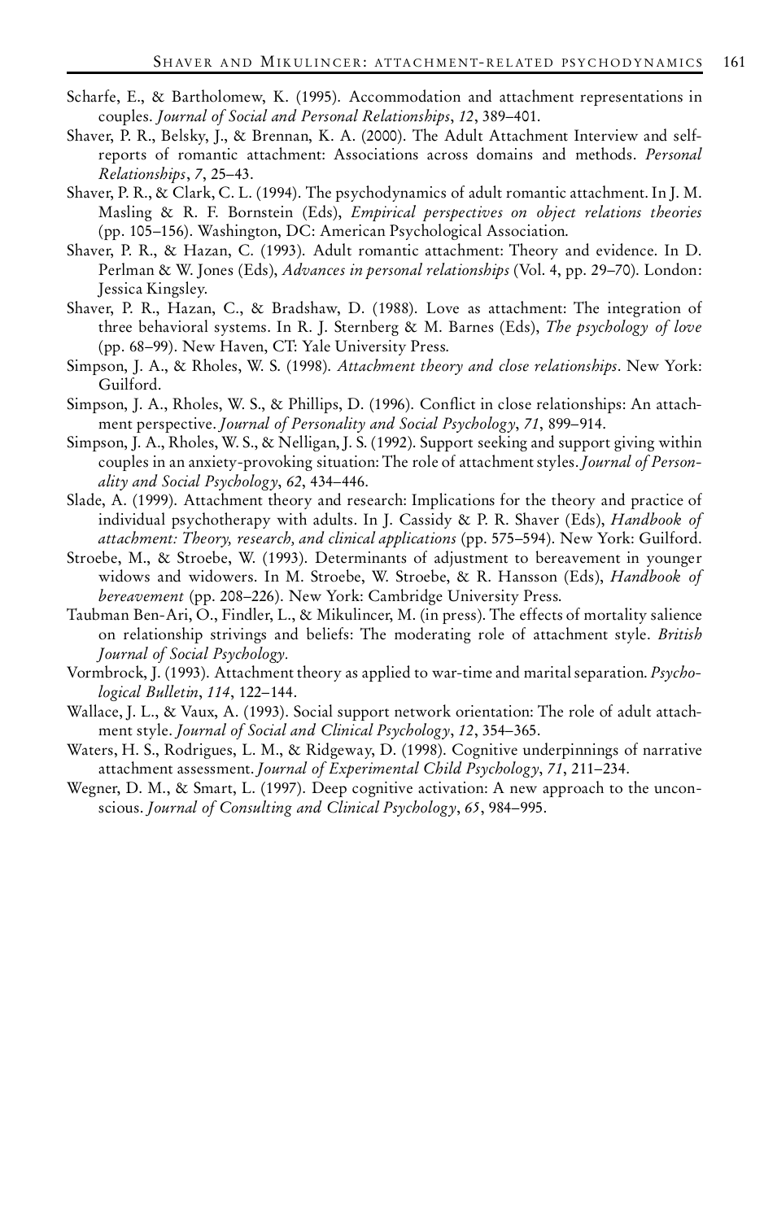Scharfe, E., & Bartholomew, K. (1995). Accommodation and attachment representations in couples. *Journal of Social and Personal Relationships*, *12*, 389–401.

Shaver, P. R., Belsky, J., & Brennan, K. A. (2000). The Adult Attachment Interview and self-reports of romantic attachment: Associations across domains and methods. *Personal Relationships*, *7*, 25–43.

Shaver, P. R., & Clark, C. L. (1994). The psychodynamics of adult romantic attachment. In J. M. Masling & R. F. Bornstein (Eds), *Empirical perspectives on object relations theories* (pp. 105–156). Washington, DC: American Psychological Association.

Shaver, P. R., & Hazan, C. (1993). Adult romantic attachment: Theory and evidence. In D. Perlman & W. Jones (Eds), *Advances in personal relationships* (Vol. 4, pp. 29–70). London: Jessica Kingsley.

Shaver, P. R., Hazan, C., & Bradshaw, D. (1988). Love as attachment: The integration of three behavioral systems. In R. J. Sternberg & M. Barnes (Eds), *The psychology of love* (pp. 68–99). New Haven, CT: Yale University Press.

Simpson, J. A., & Rholes, W. S. (1998). *Attachment theory and close relationships*. New York: Guilford.

Simpson, J. A., Rholes, W. S., & Phillips, D. (1996). Conflict in close relationships: An attachment perspective. *Journal of Personality and Social Psychology*, *71*, 899–914.

Simpson, J. A., Rholes, W. S., & Nelligan, J. S. (1992). Support seeking and support giving within couples in an anxiety-provoking situation: The role of attachment styles. *Journal of Personality and Social Psychology*, *62*, 434–446.

Slade, A. (1999). Attachment theory and research: Implications for the theory and practice of individual psychotherapy with adults. In J. Cassidy & P. R. Shaver (Eds), *Handbook of attachment: Theory, research, and clinical applications* (pp. 575–594). New York: Guilford.

Stroebe, M., & Stroebe, W. (1993). Determinants of adjustment to bereavement in younger widows and widowers. In M. Stroebe, W. Stroebe, & R. Hansson (Eds), *Handbook of bereavement* (pp. 208–226). New York: Cambridge University Press.

Taubman Ben-Ari, O., Findler, L., & Mikulincer, M. (in press). The effects of mortality salience on relationship strivings and beliefs: The moderating role of attachment style. *British Journal of Social Psychology.*

Vormbrock, J. (1993). Attachment theory as applied to war-time and marital separation. *Psychological Bulletin*, *114*, 122–144.

Wallace, J. L., & Vaux, A. (1993). Social support network orientation: The role of adult attachment style. *Journal of Social and Clinical Psychology*, *12*, 354–365.

Waters, H. S., Rodrigues, L. M., & Ridgeway, D. (1998). Cognitive underpinnings of narrative attachment assessment. *Journal of Experimental Child Psychology*, *71*, 211–234.

Wegner, D. M., & Smart, L. (1997). Deep cognitive activation: A new approach to the unconscious. *Journal of Consulting and Clinical Psychology*, *65*, 984–995.